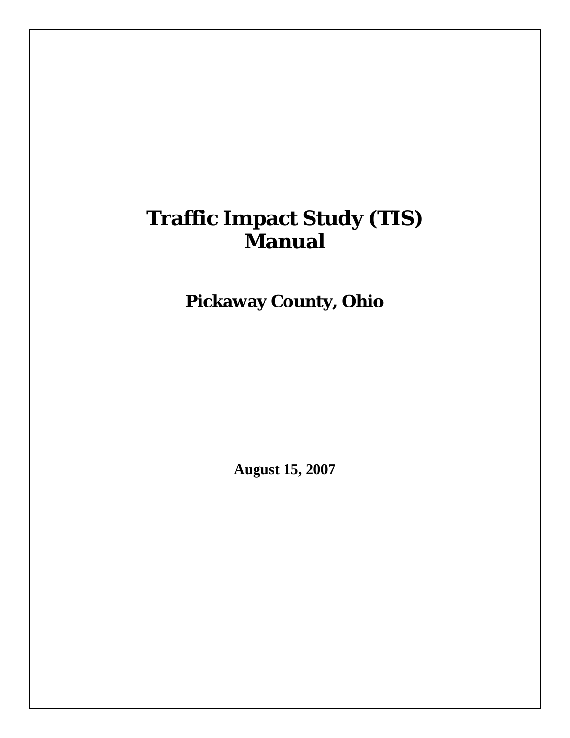# Traffic Impact Study (TIS) Manual

## Pickaway County, Ohio

**August 15, 2007**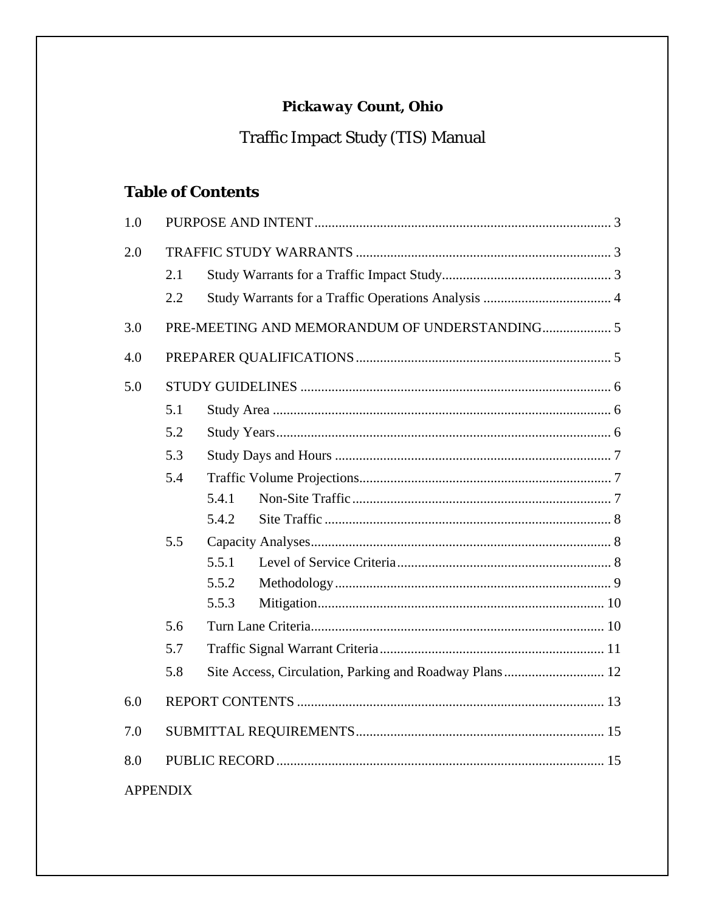**Pickaway Count, Ohio**

Traffic Impact Study (TIS) Manual

## Table of Contents

1.0 PURPOSE AND INTENT ..... 3

2.0 TRAFFIC STUDY WARRANTS ..... 3

- 2.1 Study Warrants for a Traffic Impact Study ..... 3
- 2.2 Study Warrants for a Traffic Operations Analysis ..... 4

3.0 PRE-MEETING AND MEMORANDUM OF UNDERSTANDING ..... 5

4.0 PREPARER QUALIFICATIONS ..... 5

5.0 STUDY GUIDELINES ..... 6

- 5.1 Study Area ..... 6
- 5.2 Study Years ..... 6
- 5.3 Study Days and Hours ..... 7
- 5.4 Traffic Volume Projections ..... 7
  - 5.4.1 Non-Site Traffic ..... 7
  - 5.4.2 Site Traffic ..... 8
- 5.5 Capacity Analyses ..... 8
  - 5.5.1 Level of Service Criteria ..... 8
  - 5.5.2 Methodology ..... 9
  - 5.5.3 Mitigation ..... 10
- 5.6 Turn Lane Criteria ..... 10
- 5.7 Traffic Signal Warrant Criteria ..... 11
- 5.8 Site Access, Circulation, Parking and Roadway Plans ..... 12

6.0 REPORT CONTENTS ..... 13

7.0 SUBMITTAL REQUIREMENTS ..... 15

8.0 PUBLIC RECORD ..... 15

APPENDIX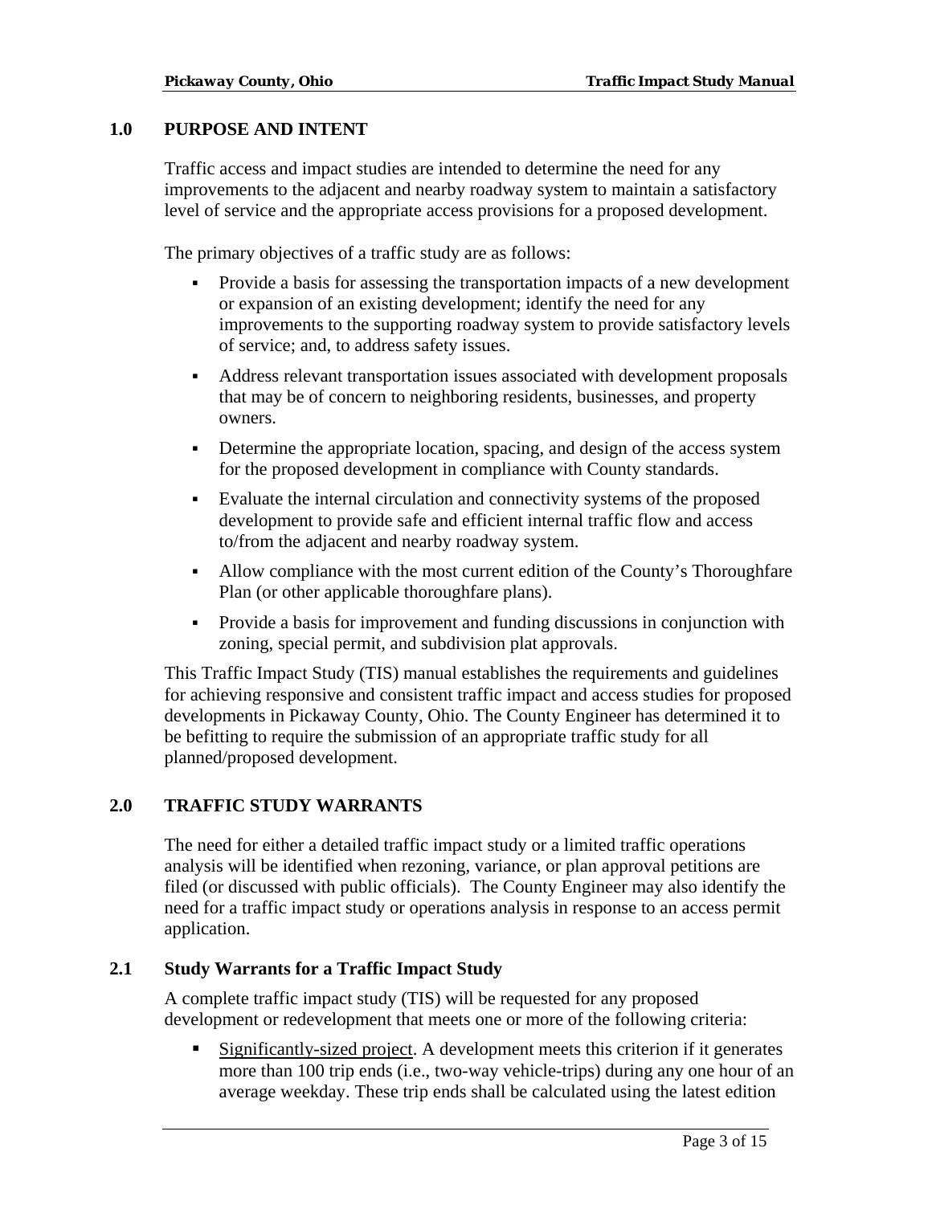## 1.0 PURPOSE AND INTENT

Traffic access and impact studies are intended to determine the need for any improvements to the adjacent and nearby roadway system to maintain a satisfactory level of service and the appropriate access provisions for a proposed development.

The primary objectives of a traffic study are as follows:

- Provide a basis for assessing the transportation impacts of a new development or expansion of an existing development; identify the need for any improvements to the supporting roadway system to provide satisfactory levels of service; and, to address safety issues.
- Address relevant transportation issues associated with development proposals that may be of concern to neighboring residents, businesses, and property owners.
- Determine the appropriate location, spacing, and design of the access system for the proposed development in compliance with County standards.
- Evaluate the internal circulation and connectivity systems of the proposed development to provide safe and efficient internal traffic flow and access to/from the adjacent and nearby roadway system.
- Allow compliance with the most current edition of the County's Thoroughfare Plan (or other applicable thoroughfare plans).
- Provide a basis for improvement and funding discussions in conjunction with zoning, special permit, and subdivision plat approvals.

This Traffic Impact Study (TIS) manual establishes the requirements and guidelines for achieving responsive and consistent traffic impact and access studies for proposed developments in Pickaway County, Ohio. The County Engineer has determined it to be befitting to require the submission of an appropriate traffic study for all planned/proposed development.

## 2.0 TRAFFIC STUDY WARRANTS

The need for either a detailed traffic impact study or a limited traffic operations analysis will be identified when rezoning, variance, or plan approval petitions are filed (or discussed with public officials). The County Engineer may also identify the need for a traffic impact study or operations analysis in response to an access permit application.

### 2.1 Study Warrants for a Traffic Impact Study

A complete traffic impact study (TIS) will be requested for any proposed development or redevelopment that meets one or more of the following criteria:

- Significantly-sized project. A development meets this criterion if it generates more than 100 trip ends (i.e., two-way vehicle-trips) during any one hour of an average weekday. These trip ends shall be calculated using the latest edition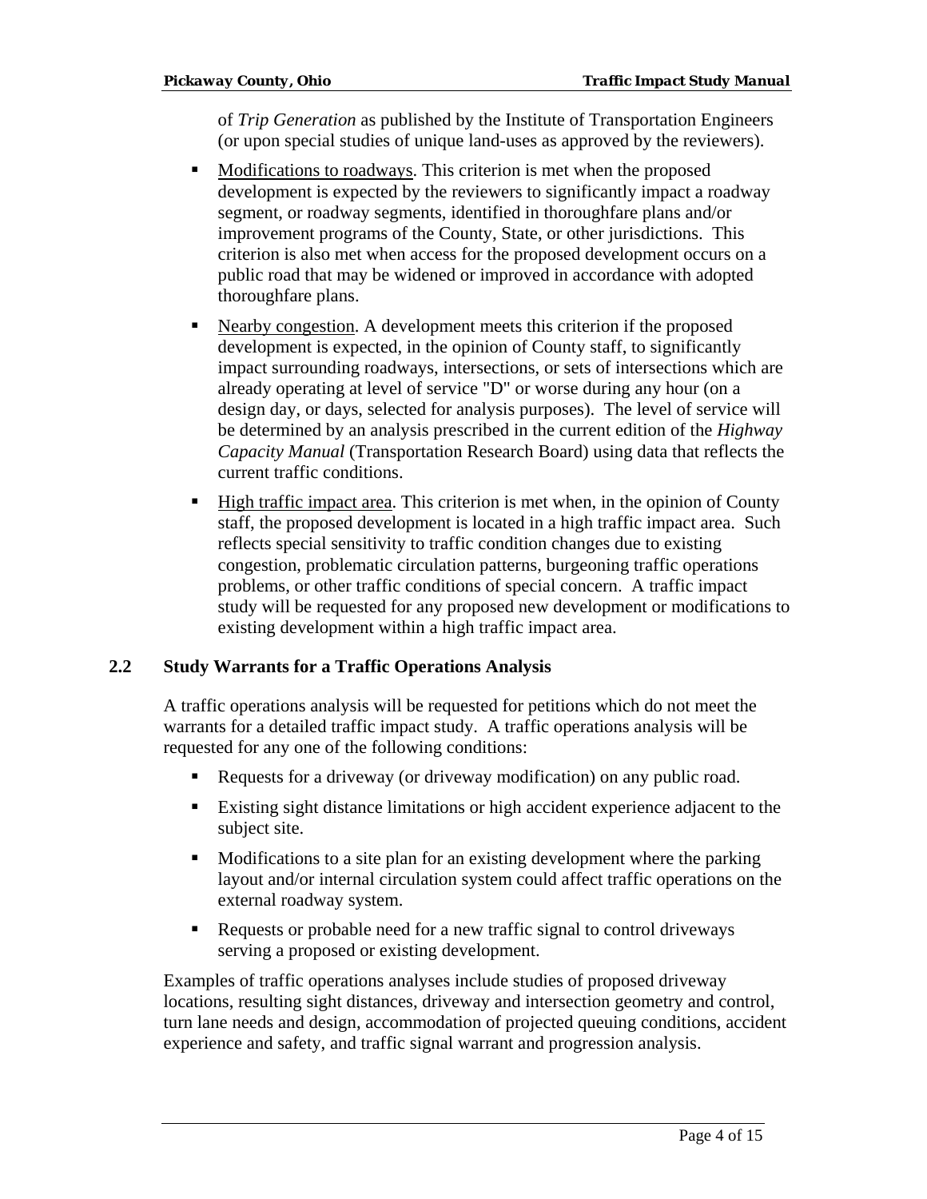of *Trip Generation* as published by the Institute of Transportation Engineers (or upon special studies of unique land-uses as approved by the reviewers).

- Modifications to roadways. This criterion is met when the proposed development is expected by the reviewers to significantly impact a roadway segment, or roadway segments, identified in thoroughfare plans and/or improvement programs of the County, State, or other jurisdictions. This criterion is also met when access for the proposed development occurs on a public road that may be widened or improved in accordance with adopted thoroughfare plans.
- Nearby congestion. A development meets this criterion if the proposed development is expected, in the opinion of County staff, to significantly impact surrounding roadways, intersections, or sets of intersections which are already operating at level of service "D" or worse during any hour (on a design day, or days, selected for analysis purposes). The level of service will be determined by an analysis prescribed in the current edition of the *Highway Capacity Manual* (Transportation Research Board) using data that reflects the current traffic conditions.
- High traffic impact area. This criterion is met when, in the opinion of County staff, the proposed development is located in a high traffic impact area. Such reflects special sensitivity to traffic condition changes due to existing congestion, problematic circulation patterns, burgeoning traffic operations problems, or other traffic conditions of special concern. A traffic impact study will be requested for any proposed new development or modifications to existing development within a high traffic impact area.

## 2.2 Study Warrants for a Traffic Operations Analysis

A traffic operations analysis will be requested for petitions which do not meet the warrants for a detailed traffic impact study. A traffic operations analysis will be requested for any one of the following conditions:

- Requests for a driveway (or driveway modification) on any public road.
- Existing sight distance limitations or high accident experience adjacent to the subject site.
- Modifications to a site plan for an existing development where the parking layout and/or internal circulation system could affect traffic operations on the external roadway system.
- Requests or probable need for a new traffic signal to control driveways serving a proposed or existing development.

Examples of traffic operations analyses include studies of proposed driveway locations, resulting sight distances, driveway and intersection geometry and control, turn lane needs and design, accommodation of projected queuing conditions, accident experience and safety, and traffic signal warrant and progression analysis.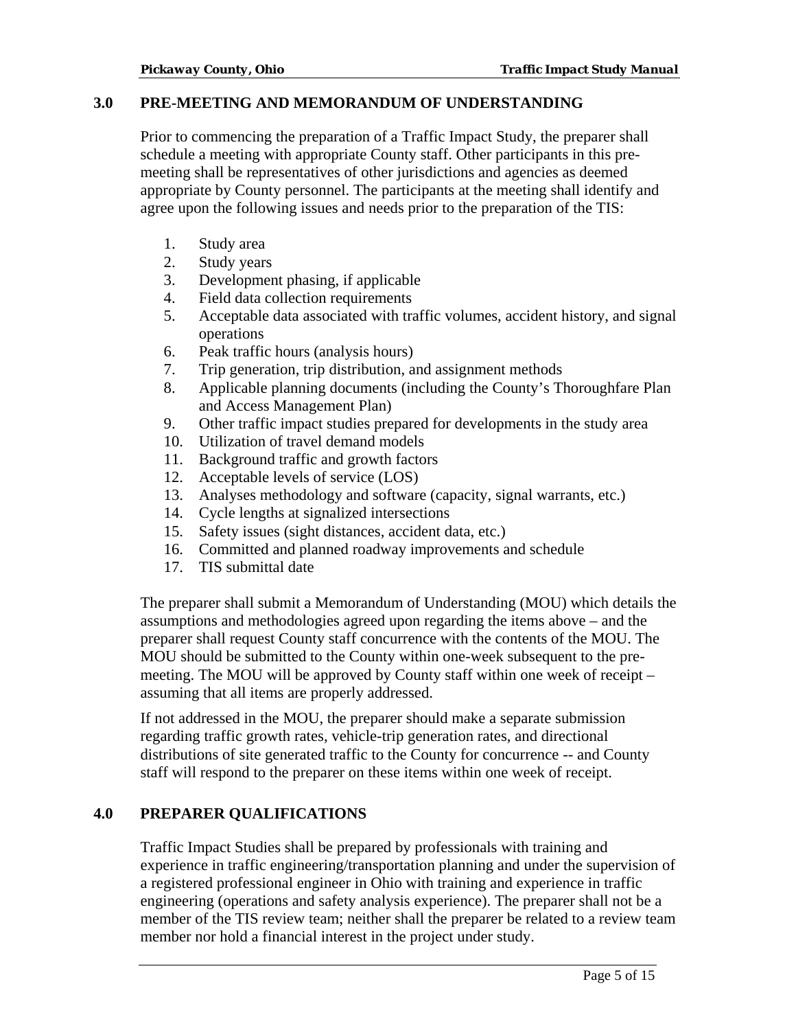## 3.0 PRE-MEETING AND MEMORANDUM OF UNDERSTANDING

Prior to commencing the preparation of a Traffic Impact Study, the preparer shall schedule a meeting with appropriate County staff. Other participants in this pre-meeting shall be representatives of other jurisdictions and agencies as deemed appropriate by County personnel. The participants at the meeting shall identify and agree upon the following issues and needs prior to the preparation of the TIS:

1. Study area
2. Study years
3. Development phasing, if applicable
4. Field data collection requirements
5. Acceptable data associated with traffic volumes, accident history, and signal operations
6. Peak traffic hours (analysis hours)
7. Trip generation, trip distribution, and assignment methods
8. Applicable planning documents (including the County's Thoroughfare Plan and Access Management Plan)
9. Other traffic impact studies prepared for developments in the study area
10. Utilization of travel demand models
11. Background traffic and growth factors
12. Acceptable levels of service (LOS)
13. Analyses methodology and software (capacity, signal warrants, etc.)
14. Cycle lengths at signalized intersections
15. Safety issues (sight distances, accident data, etc.)
16. Committed and planned roadway improvements and schedule
17. TIS submittal date

The preparer shall submit a Memorandum of Understanding (MOU) which details the assumptions and methodologies agreed upon regarding the items above – and the preparer shall request County staff concurrence with the contents of the MOU. The MOU should be submitted to the County within one-week subsequent to the pre-meeting. The MOU will be approved by County staff within one week of receipt – assuming that all items are properly addressed.

If not addressed in the MOU, the preparer should make a separate submission regarding traffic growth rates, vehicle-trip generation rates, and directional distributions of site generated traffic to the County for concurrence -- and County staff will respond to the preparer on these items within one week of receipt.

## 4.0 PREPARER QUALIFICATIONS

Traffic Impact Studies shall be prepared by professionals with training and experience in traffic engineering/transportation planning and under the supervision of a registered professional engineer in Ohio with training and experience in traffic engineering (operations and safety analysis experience). The preparer shall not be a member of the TIS review team; neither shall the preparer be related to a review team member nor hold a financial interest in the project under study.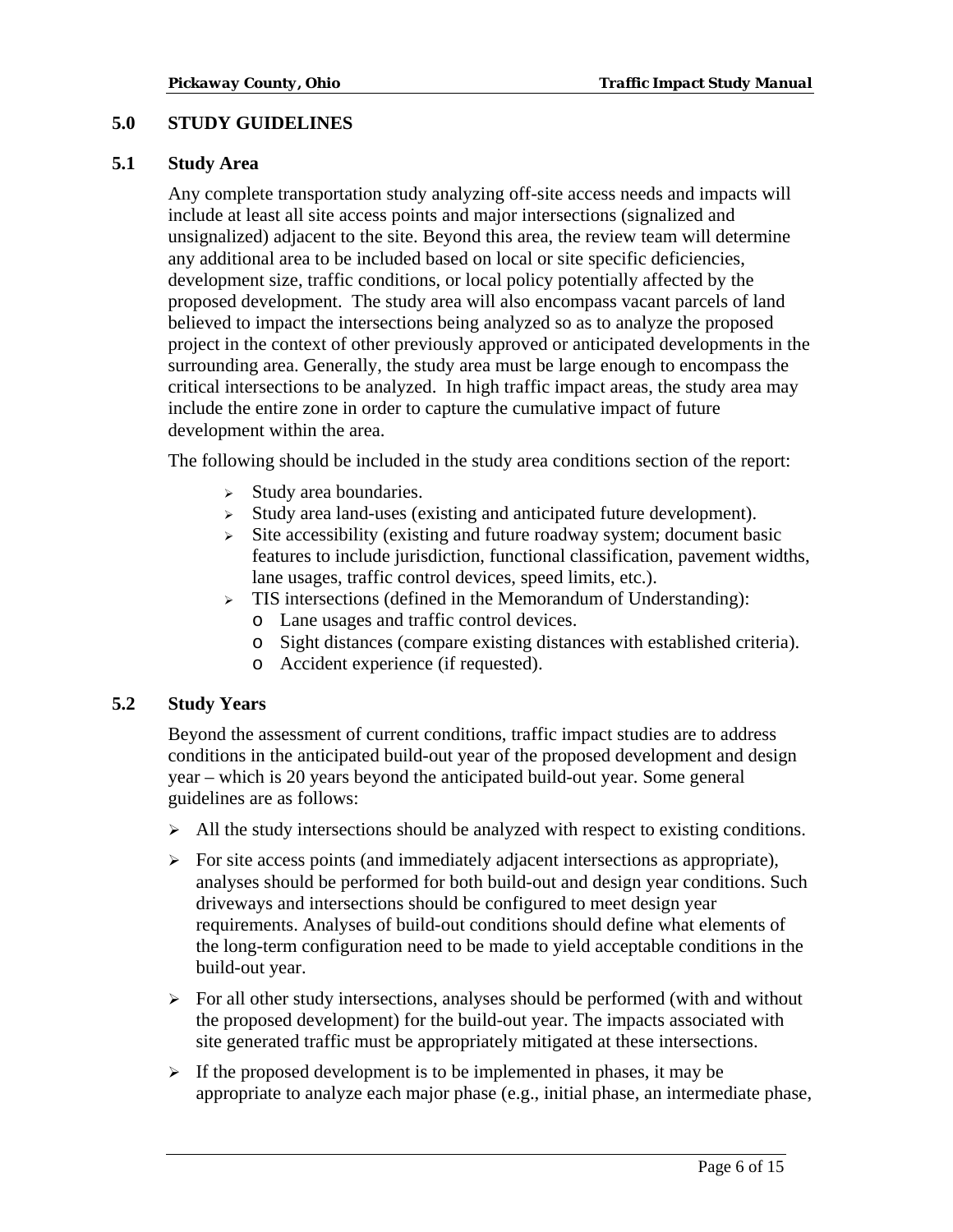## 5.0 STUDY GUIDELINES

### 5.1 Study Area

Any complete transportation study analyzing off-site access needs and impacts will include at least all site access points and major intersections (signalized and unsignalized) adjacent to the site. Beyond this area, the review team will determine any additional area to be included based on local or site specific deficiencies, development size, traffic conditions, or local policy potentially affected by the proposed development. The study area will also encompass vacant parcels of land believed to impact the intersections being analyzed so as to analyze the proposed project in the context of other previously approved or anticipated developments in the surrounding area. Generally, the study area must be large enough to encompass the critical intersections to be analyzed. In high traffic impact areas, the study area may include the entire zone in order to capture the cumulative impact of future development within the area.

The following should be included in the study area conditions section of the report:

- Study area boundaries.
- Study area land-uses (existing and anticipated future development).
- Site accessibility (existing and future roadway system; document basic features to include jurisdiction, functional classification, pavement widths, lane usages, traffic control devices, speed limits, etc.).
- TIS intersections (defined in the Memorandum of Understanding):
  - Lane usages and traffic control devices.
  - Sight distances (compare existing distances with established criteria).
  - Accident experience (if requested).

### 5.2 Study Years

Beyond the assessment of current conditions, traffic impact studies are to address conditions in the anticipated build-out year of the proposed development and design year – which is 20 years beyond the anticipated build-out year. Some general guidelines are as follows:

- All the study intersections should be analyzed with respect to existing conditions.
- For site access points (and immediately adjacent intersections as appropriate), analyses should be performed for both build-out and design year conditions. Such driveways and intersections should be configured to meet design year requirements. Analyses of build-out conditions should define what elements of the long-term configuration need to be made to yield acceptable conditions in the build-out year.
- For all other study intersections, analyses should be performed (with and without the proposed development) for the build-out year. The impacts associated with site generated traffic must be appropriately mitigated at these intersections.
- If the proposed development is to be implemented in phases, it may be appropriate to analyze each major phase (e.g., initial phase, an intermediate phase,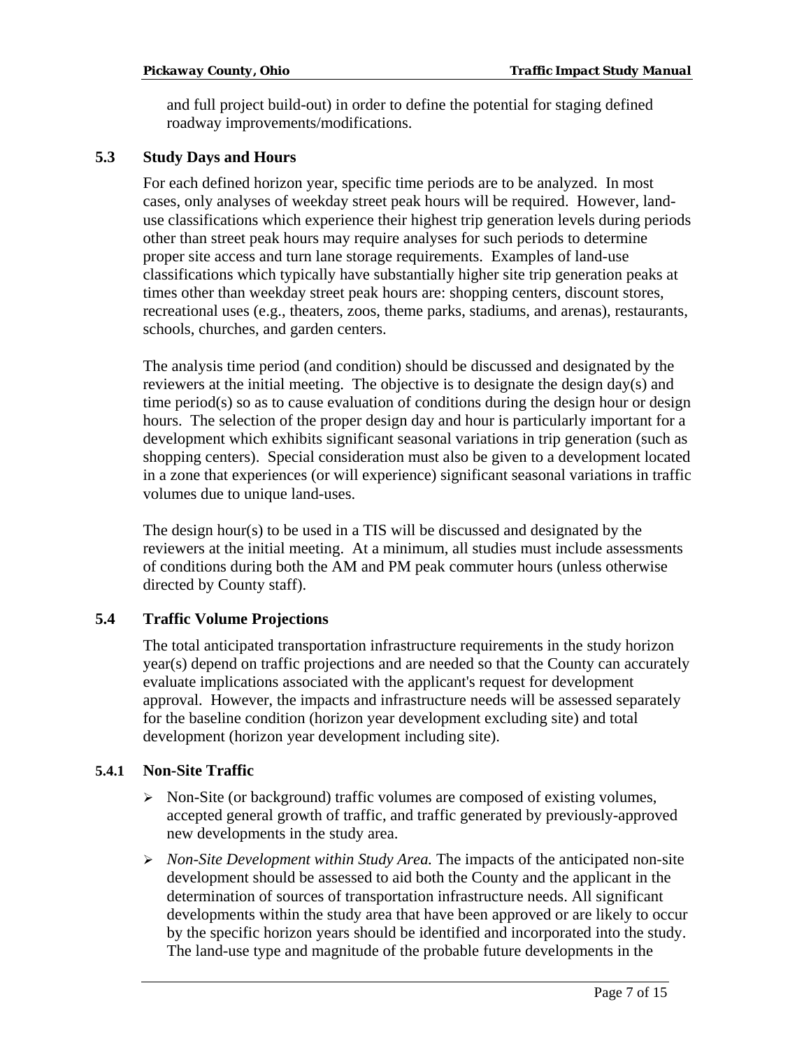and full project build-out) in order to define the potential for staging defined roadway improvements/modifications.

### 5.3 Study Days and Hours

For each defined horizon year, specific time periods are to be analyzed. In most cases, only analyses of weekday street peak hours will be required. However, land-use classifications which experience their highest trip generation levels during periods other than street peak hours may require analyses for such periods to determine proper site access and turn lane storage requirements. Examples of land-use classifications which typically have substantially higher site trip generation peaks at times other than weekday street peak hours are: shopping centers, discount stores, recreational uses (e.g., theaters, zoos, theme parks, stadiums, and arenas), restaurants, schools, churches, and garden centers.

The analysis time period (and condition) should be discussed and designated by the reviewers at the initial meeting. The objective is to designate the design day(s) and time period(s) so as to cause evaluation of conditions during the design hour or design hours. The selection of the proper design day and hour is particularly important for a development which exhibits significant seasonal variations in trip generation (such as shopping centers). Special consideration must also be given to a development located in a zone that experiences (or will experience) significant seasonal variations in traffic volumes due to unique land-uses.

The design hour(s) to be used in a TIS will be discussed and designated by the reviewers at the initial meeting. At a minimum, all studies must include assessments of conditions during both the AM and PM peak commuter hours (unless otherwise directed by County staff).

### 5.4 Traffic Volume Projections

The total anticipated transportation infrastructure requirements in the study horizon year(s) depend on traffic projections and are needed so that the County can accurately evaluate implications associated with the applicant's request for development approval. However, the impacts and infrastructure needs will be assessed separately for the baseline condition (horizon year development excluding site) and total development (horizon year development including site).

#### 5.4.1 Non-Site Traffic

- Non-Site (or background) traffic volumes are composed of existing volumes, accepted general growth of traffic, and traffic generated by previously-approved new developments in the study area.
- *Non-Site Development within Study Area.* The impacts of the anticipated non-site development should be assessed to aid both the County and the applicant in the determination of sources of transportation infrastructure needs. All significant developments within the study area that have been approved or are likely to occur by the specific horizon years should be identified and incorporated into the study. The land-use type and magnitude of the probable future developments in the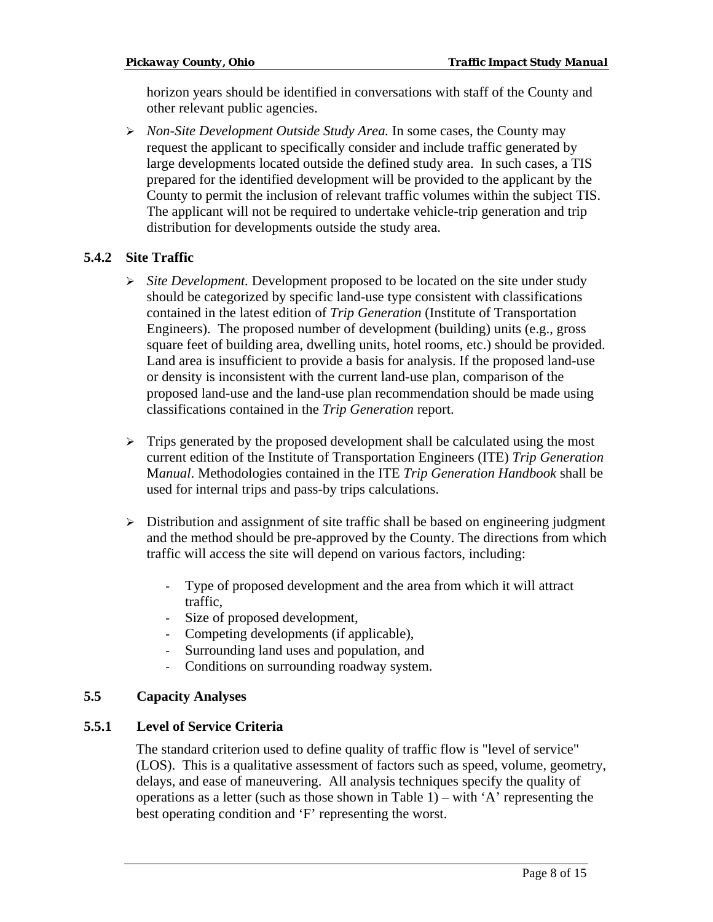horizon years should be identified in conversations with staff of the County and other relevant public agencies.

- *Non-Site Development Outside Study Area.* In some cases, the County may request the applicant to specifically consider and include traffic generated by large developments located outside the defined study area. In such cases, a TIS prepared for the identified development will be provided to the applicant by the County to permit the inclusion of relevant traffic volumes within the subject TIS. The applicant will not be required to undertake vehicle-trip generation and trip distribution for developments outside the study area.

### 5.4.2 Site Traffic

- *Site Development.* Development proposed to be located on the site under study should be categorized by specific land-use type consistent with classifications contained in the latest edition of *Trip Generation* (Institute of Transportation Engineers). The proposed number of development (building) units (e.g., gross square feet of building area, dwelling units, hotel rooms, etc.) should be provided. Land area is insufficient to provide a basis for analysis. If the proposed land-use or density is inconsistent with the current land-use plan, comparison of the proposed land-use and the land-use plan recommendation should be made using classifications contained in the *Trip Generation* report.

- Trips generated by the proposed development shall be calculated using the most current edition of the Institute of Transportation Engineers (ITE) *Trip Generation Manual*. Methodologies contained in the ITE *Trip Generation Handbook* shall be used for internal trips and pass-by trips calculations.

- Distribution and assignment of site traffic shall be based on engineering judgment and the method should be pre-approved by the County. The directions from which traffic will access the site will depend on various factors, including:

  - Type of proposed development and the area from which it will attract traffic,
  - Size of proposed development,
  - Competing developments (if applicable),
  - Surrounding land uses and population, and
  - Conditions on surrounding roadway system.

## 5.5 Capacity Analyses

### 5.5.1 Level of Service Criteria

The standard criterion used to define quality of traffic flow is "level of service" (LOS). This is a qualitative assessment of factors such as speed, volume, geometry, delays, and ease of maneuvering. All analysis techniques specify the quality of operations as a letter (such as those shown in Table 1) – with 'A' representing the best operating condition and 'F' representing the worst.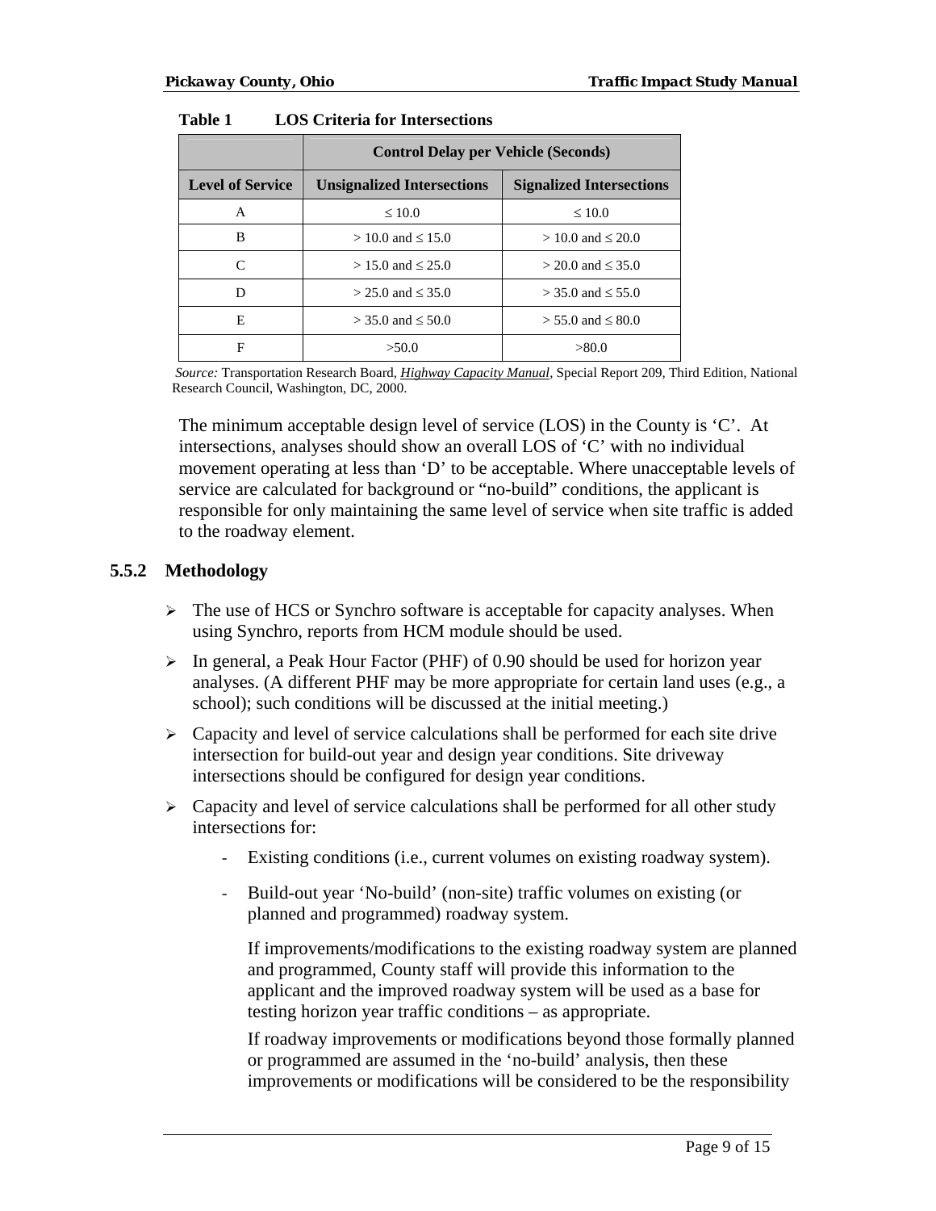**Table 1 LOS Criteria for Intersections**

| | Control Delay per Vehicle (Seconds) | |
|---|---|---|
| **Level of Service** | **Unsignalized Intersections** | **Signalized Intersections** |
| A | ≤ 10.0 | ≤ 10.0 |
| B | > 10.0 and ≤ 15.0 | > 10.0 and ≤ 20.0 |
| C | > 15.0 and ≤ 25.0 | > 20.0 and ≤ 35.0 |
| D | > 25.0 and ≤ 35.0 | > 35.0 and ≤ 55.0 |
| E | > 35.0 and ≤ 50.0 | > 55.0 and ≤ 80.0 |
| F | >50.0 | >80.0 |

*Source:* Transportation Research Board, ***Highway Capacity Manual***, Special Report 209, Third Edition, National Research Council, Washington, DC, 2000.

The minimum acceptable design level of service (LOS) in the County is 'C'. At intersections, analyses should show an overall LOS of 'C' with no individual movement operating at less than 'D' to be acceptable. Where unacceptable levels of service are calculated for background or "no-build" conditions, the applicant is responsible for only maintaining the same level of service when site traffic is added to the roadway element.

### 5.5.2 Methodology

- The use of HCS or Synchro software is acceptable for capacity analyses. When using Synchro, reports from HCM module should be used.
- In general, a Peak Hour Factor (PHF) of 0.90 should be used for horizon year analyses. (A different PHF may be more appropriate for certain land uses (e.g., a school); such conditions will be discussed at the initial meeting.)
- Capacity and level of service calculations shall be performed for each site drive intersection for build-out year and design year conditions. Site driveway intersections should be configured for design year conditions.
- Capacity and level of service calculations shall be performed for all other study intersections for:
  - Existing conditions (i.e., current volumes on existing roadway system).
  - Build-out year 'No-build' (non-site) traffic volumes on existing (or planned and programmed) roadway system.

    If improvements/modifications to the existing roadway system are planned and programmed, County staff will provide this information to the applicant and the improved roadway system will be used as a base for testing horizon year traffic conditions – as appropriate.

    If roadway improvements or modifications beyond those formally planned or programmed are assumed in the 'no-build' analysis, then these improvements or modifications will be considered to be the responsibility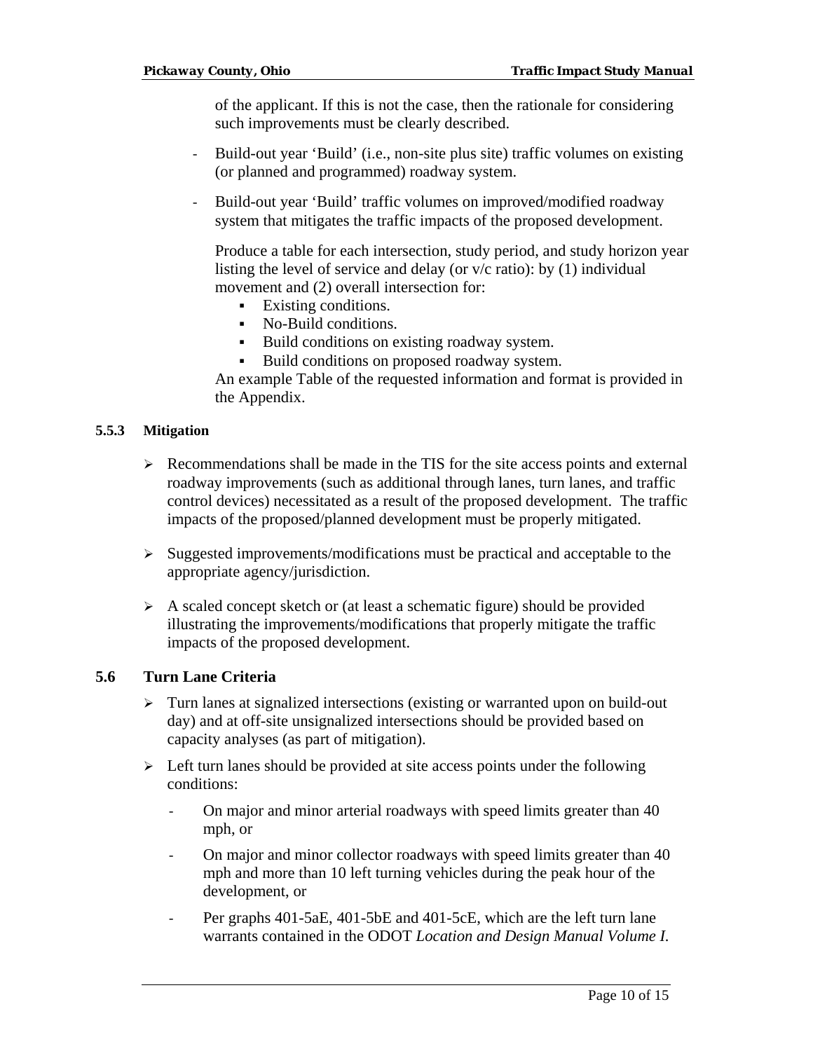of the applicant. If this is not the case, then the rationale for considering such improvements must be clearly described.

- Build-out year 'Build' (i.e., non-site plus site) traffic volumes on existing (or planned and programmed) roadway system.
- Build-out year 'Build' traffic volumes on improved/modified roadway system that mitigates the traffic impacts of the proposed development.

Produce a table for each intersection, study period, and study horizon year listing the level of service and delay (or v/c ratio): by (1) individual movement and (2) overall intersection for:

- Existing conditions.
- No-Build conditions.
- Build conditions on existing roadway system.
- Build conditions on proposed roadway system.

An example Table of the requested information and format is provided in the Appendix.

#### 5.5.3 Mitigation

- Recommendations shall be made in the TIS for the site access points and external roadway improvements (such as additional through lanes, turn lanes, and traffic control devices) necessitated as a result of the proposed development. The traffic impacts of the proposed/planned development must be properly mitigated.
- Suggested improvements/modifications must be practical and acceptable to the appropriate agency/jurisdiction.
- A scaled concept sketch or (at least a schematic figure) should be provided illustrating the improvements/modifications that properly mitigate the traffic impacts of the proposed development.

### 5.6 Turn Lane Criteria

- Turn lanes at signalized intersections (existing or warranted upon on build-out day) and at off-site unsignalized intersections should be provided based on capacity analyses (as part of mitigation).
- Left turn lanes should be provided at site access points under the following conditions:
  - On major and minor arterial roadways with speed limits greater than 40 mph, or
  - On major and minor collector roadways with speed limits greater than 40 mph and more than 10 left turning vehicles during the peak hour of the development, or
  - Per graphs 401-5aE, 401-5bE and 401-5cE, which are the left turn lane warrants contained in the ODOT *Location and Design Manual Volume I.*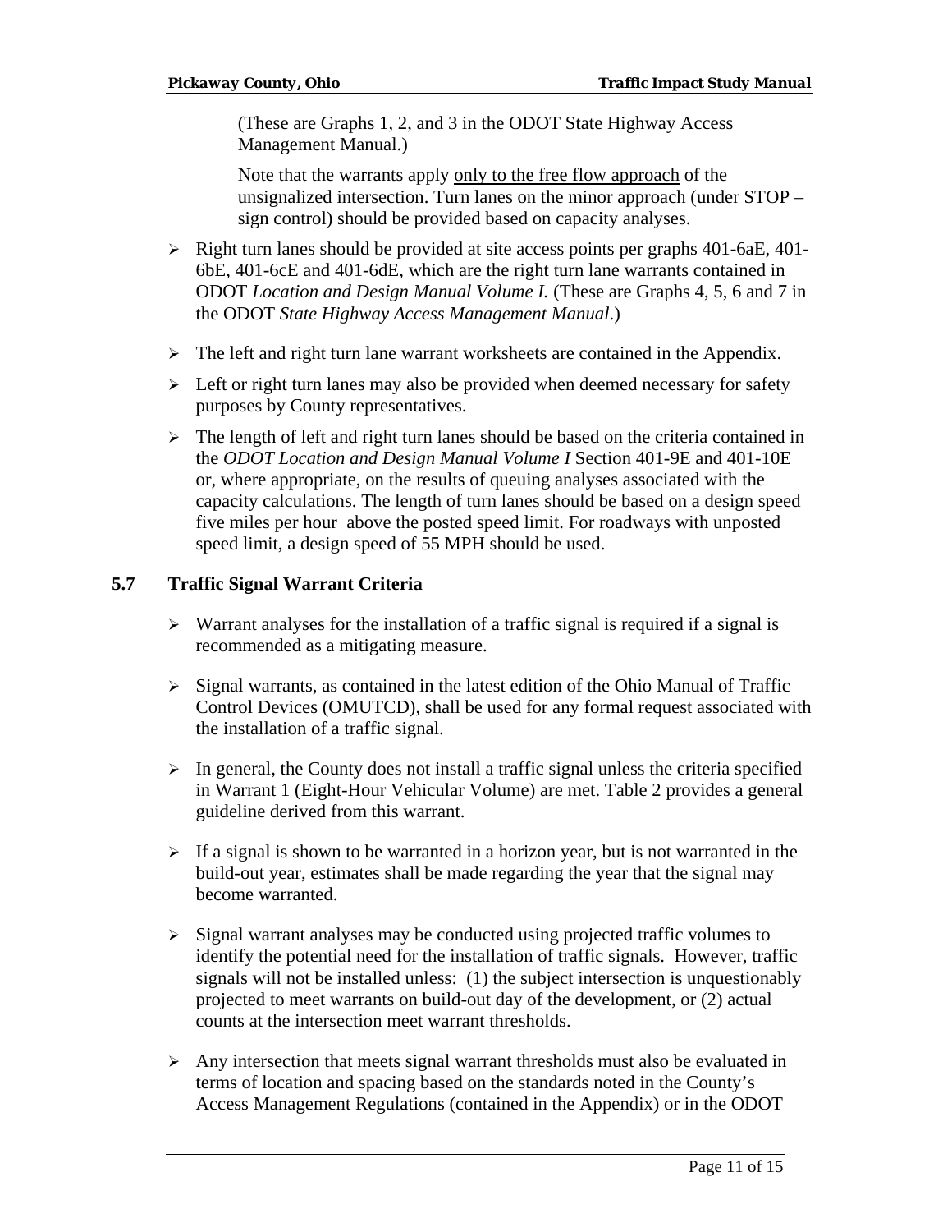(These are Graphs 1, 2, and 3 in the ODOT State Highway Access Management Manual.)

Note that the warrants apply <u>only to the free flow approach</u> of the unsignalized intersection. Turn lanes on the minor approach (under STOP – sign control) should be provided based on capacity analyses.

- Right turn lanes should be provided at site access points per graphs 401-6aE, 401-6bE, 401-6cE and 401-6dE, which are the right turn lane warrants contained in ODOT *Location and Design Manual Volume I.* (These are Graphs 4, 5, 6 and 7 in the ODOT *State Highway Access Management Manual*.)
- The left and right turn lane warrant worksheets are contained in the Appendix.
- Left or right turn lanes may also be provided when deemed necessary for safety purposes by County representatives.
- The length of left and right turn lanes should be based on the criteria contained in the *ODOT Location and Design Manual Volume I* Section 401-9E and 401-10E or, where appropriate, on the results of queuing analyses associated with the capacity calculations. The length of turn lanes should be based on a design speed five miles per hour above the posted speed limit. For roadways with unposted speed limit, a design speed of 55 MPH should be used.

### 5.7 Traffic Signal Warrant Criteria

- Warrant analyses for the installation of a traffic signal is required if a signal is recommended as a mitigating measure.
- Signal warrants, as contained in the latest edition of the Ohio Manual of Traffic Control Devices (OMUTCD), shall be used for any formal request associated with the installation of a traffic signal.
- In general, the County does not install a traffic signal unless the criteria specified in Warrant 1 (Eight-Hour Vehicular Volume) are met. Table 2 provides a general guideline derived from this warrant.
- If a signal is shown to be warranted in a horizon year, but is not warranted in the build-out year, estimates shall be made regarding the year that the signal may become warranted.
- Signal warrant analyses may be conducted using projected traffic volumes to identify the potential need for the installation of traffic signals. However, traffic signals will not be installed unless: (1) the subject intersection is unquestionably projected to meet warrants on build-out day of the development, or (2) actual counts at the intersection meet warrant thresholds.
- Any intersection that meets signal warrant thresholds must also be evaluated in terms of location and spacing based on the standards noted in the County's Access Management Regulations (contained in the Appendix) or in the ODOT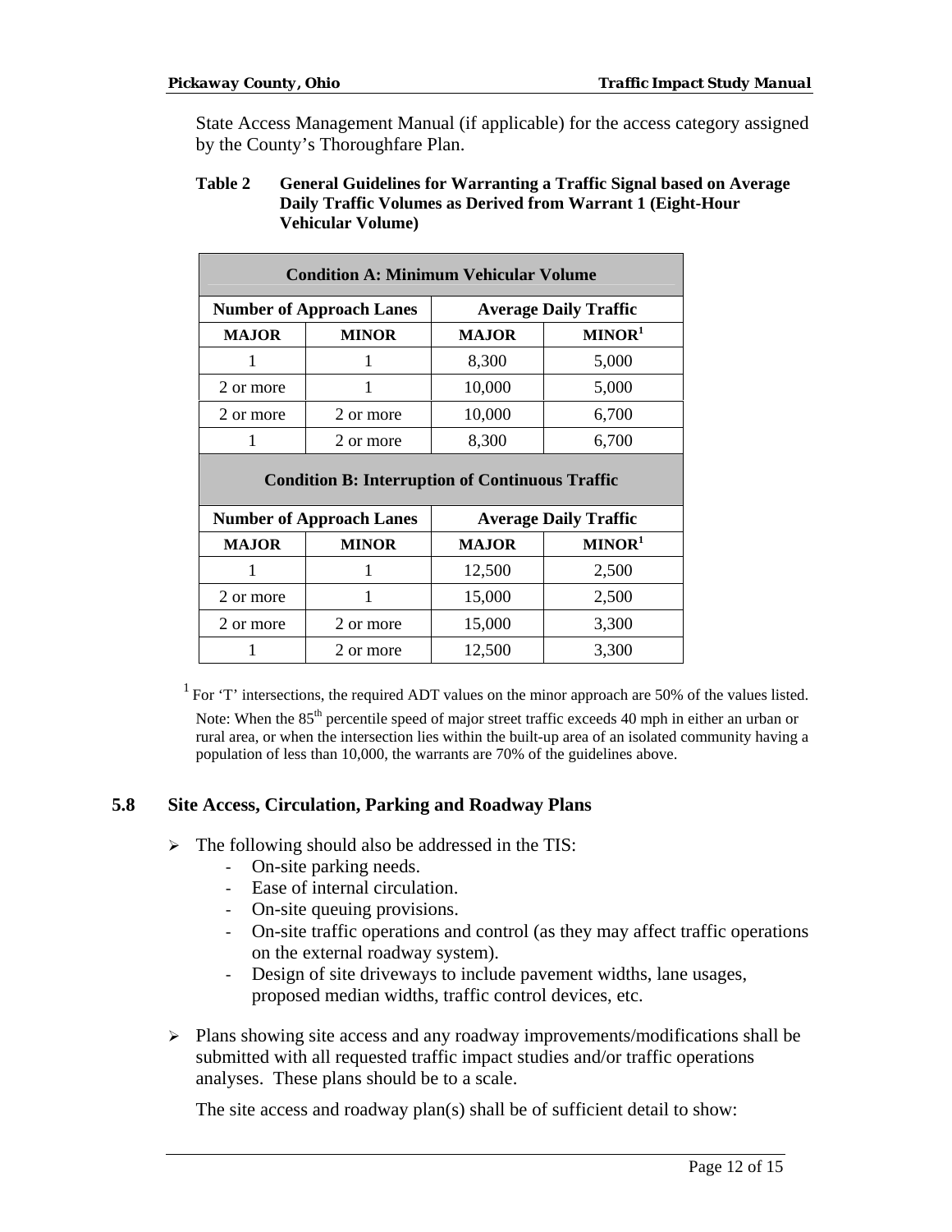State Access Management Manual (if applicable) for the access category assigned by the County's Thoroughfare Plan.

**Table 2 General Guidelines for Warranting a Traffic Signal based on Average Daily Traffic Volumes as Derived from Warrant 1 (Eight-Hour Vehicular Volume)**

| Condition A: Minimum Vehicular Volume | | | |
|---|---|---|---|
| Number of Approach Lanes | | Average Daily Traffic | |
| MAJOR | MINOR | MAJOR | MINOR[1] |
| 1 | 1 | 8,300 | 5,000 |
| 2 or more | 1 | 10,000 | 5,000 |
| 2 or more | 2 or more | 10,000 | 6,700 |
| 1 | 2 or more | 8,300 | 6,700 |
| **Condition B: Interruption of Continuous Traffic** | | | |
| **Number of Approach Lanes** | | **Average Daily Traffic** | |
| **MAJOR** | **MINOR** | **MAJOR** | **MINOR[1]** |
| 1 | 1 | 12,500 | 2,500 |
| 2 or more | 1 | 15,000 | 2,500 |
| 2 or more | 2 or more | 15,000 | 3,300 |
| 1 | 2 or more | 12,500 | 3,300 |

[1] For 'T' intersections, the required ADT values on the minor approach are 50% of the values listed.

Note: When the 85[th] percentile speed of major street traffic exceeds 40 mph in either an urban or rural area, or when the intersection lies within the built-up area of an isolated community having a population of less than 10,000, the warrants are 70% of the guidelines above.

## 5.8 Site Access, Circulation, Parking and Roadway Plans

- The following should also be addressed in the TIS:
  - On-site parking needs.
  - Ease of internal circulation.
  - On-site queuing provisions.
  - On-site traffic operations and control (as they may affect traffic operations on the external roadway system).
  - Design of site driveways to include pavement widths, lane usages, proposed median widths, traffic control devices, etc.

- Plans showing site access and any roadway improvements/modifications shall be submitted with all requested traffic impact studies and/or traffic operations analyses. These plans should be to a scale.

  The site access and roadway plan(s) shall be of sufficient detail to show: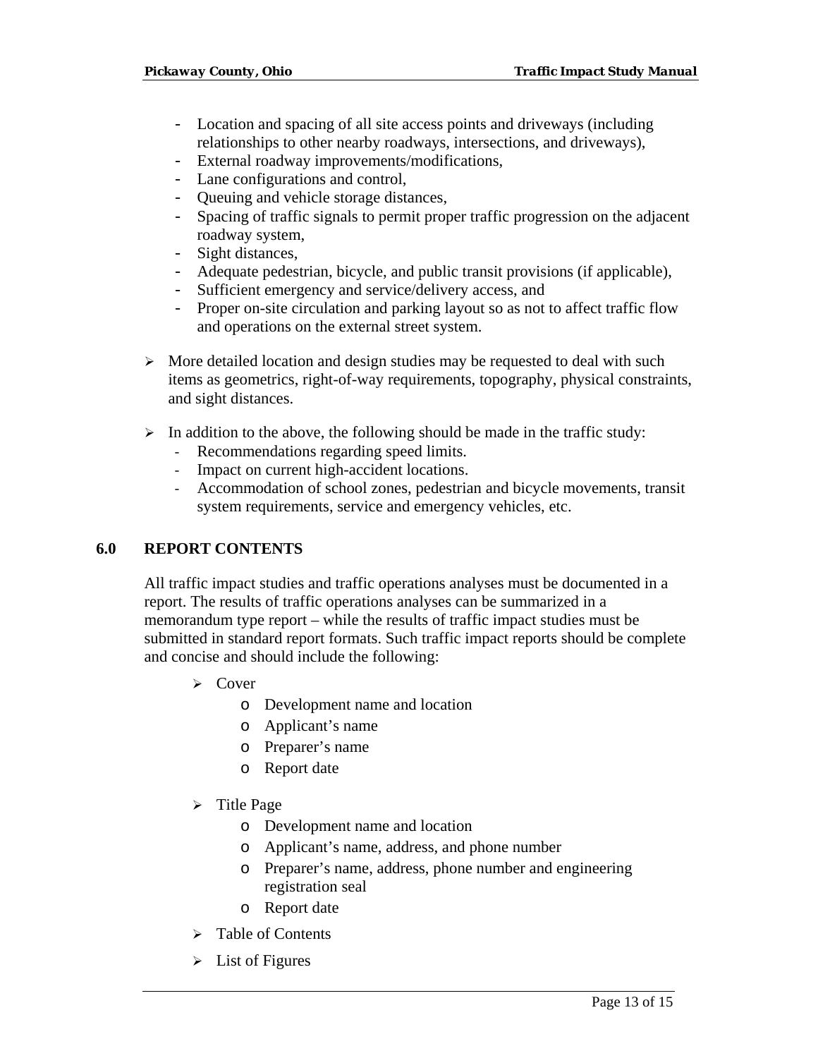- Location and spacing of all site access points and driveways (including relationships to other nearby roadways, intersections, and driveways),
- External roadway improvements/modifications,
- Lane configurations and control,
- Queuing and vehicle storage distances,
- Spacing of traffic signals to permit proper traffic progression on the adjacent roadway system,
- Sight distances,
- Adequate pedestrian, bicycle, and public transit provisions (if applicable),
- Sufficient emergency and service/delivery access, and
- Proper on-site circulation and parking layout so as not to affect traffic flow and operations on the external street system.

- More detailed location and design studies may be requested to deal with such items as geometrics, right-of-way requirements, topography, physical constraints, and sight distances.

- In addition to the above, the following should be made in the traffic study:
  - Recommendations regarding speed limits.
  - Impact on current high-accident locations.
  - Accommodation of school zones, pedestrian and bicycle movements, transit system requirements, service and emergency vehicles, etc.

## 6.0 REPORT CONTENTS

All traffic impact studies and traffic operations analyses must be documented in a report. The results of traffic operations analyses can be summarized in a memorandum type report – while the results of traffic impact studies must be submitted in standard report formats. Such traffic impact reports should be complete and concise and should include the following:

- Cover
  - Development name and location
  - Applicant's name
  - Preparer's name
  - Report date

- Title Page
  - Development name and location
  - Applicant's name, address, and phone number
  - Preparer's name, address, phone number and engineering registration seal
  - Report date

- Table of Contents

- List of Figures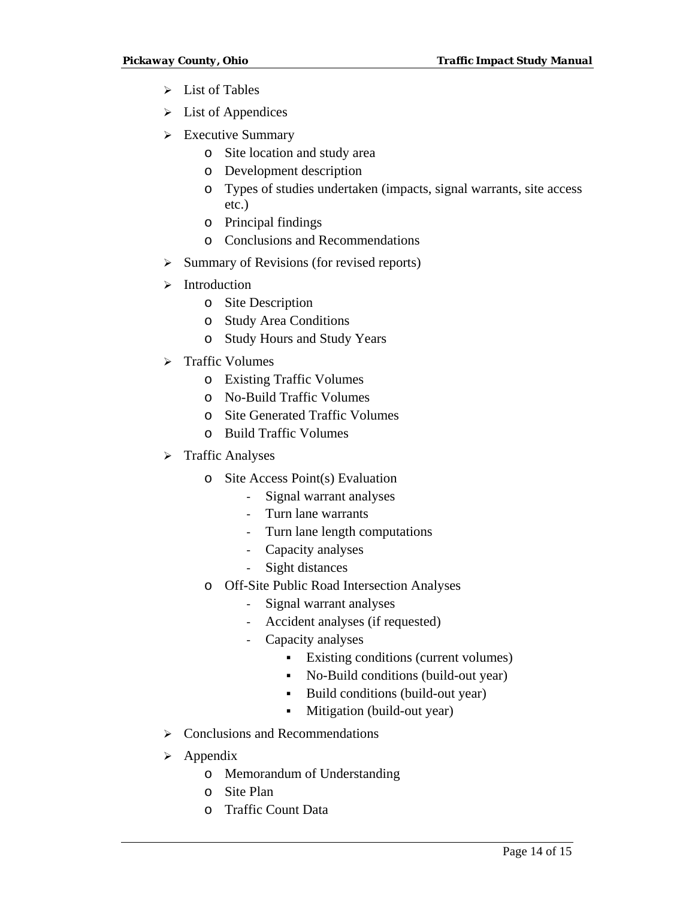- List of Tables
- List of Appendices
- Executive Summary
  - Site location and study area
  - Development description
  - Types of studies undertaken (impacts, signal warrants, site access etc.)
  - Principal findings
  - Conclusions and Recommendations
- Summary of Revisions (for revised reports)
- Introduction
  - Site Description
  - Study Area Conditions
  - Study Hours and Study Years
- Traffic Volumes
  - Existing Traffic Volumes
  - No-Build Traffic Volumes
  - Site Generated Traffic Volumes
  - Build Traffic Volumes
- Traffic Analyses
  - Site Access Point(s) Evaluation
    - Signal warrant analyses
    - Turn lane warrants
    - Turn lane length computations
    - Capacity analyses
    - Sight distances
  - Off-Site Public Road Intersection Analyses
    - Signal warrant analyses
    - Accident analyses (if requested)
    - Capacity analyses
      - Existing conditions (current volumes)
      - No-Build conditions (build-out year)
      - Build conditions (build-out year)
      - Mitigation (build-out year)
- Conclusions and Recommendations
- Appendix
  - Memorandum of Understanding
  - Site Plan
  - Traffic Count Data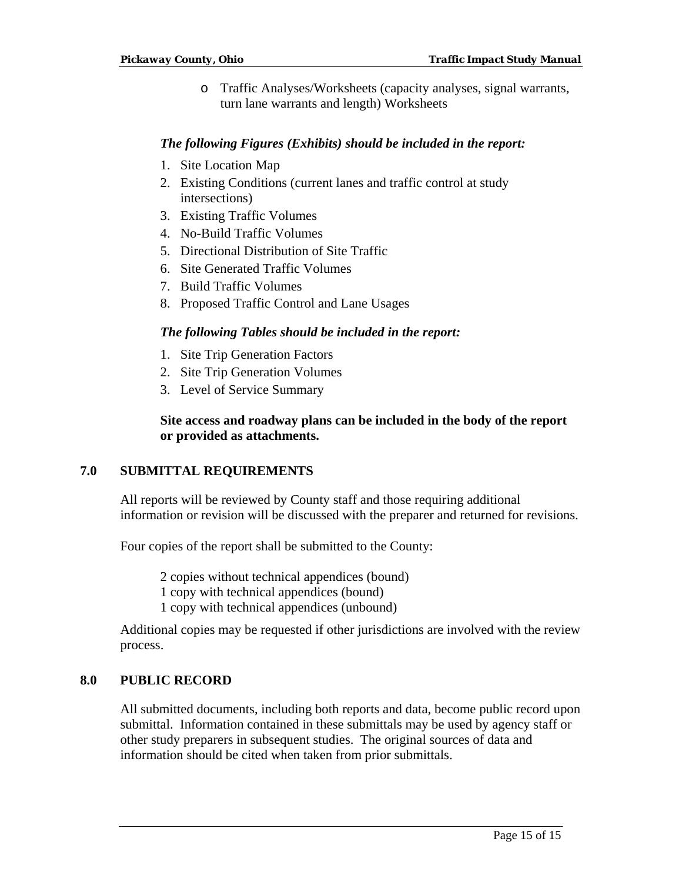- Traffic Analyses/Worksheets (capacity analyses, signal warrants, turn lane warrants and length) Worksheets

***The following Figures (Exhibits) should be included in the report:***

1. Site Location Map
2. Existing Conditions (current lanes and traffic control at study intersections)
3. Existing Traffic Volumes
4. No-Build Traffic Volumes
5. Directional Distribution of Site Traffic
6. Site Generated Traffic Volumes
7. Build Traffic Volumes
8. Proposed Traffic Control and Lane Usages

***The following Tables should be included in the report:***

1. Site Trip Generation Factors
2. Site Trip Generation Volumes
3. Level of Service Summary

**Site access and roadway plans can be included in the body of the report or provided as attachments.**

## 7.0 SUBMITTAL REQUIREMENTS

All reports will be reviewed by County staff and those requiring additional information or revision will be discussed with the preparer and returned for revisions.

Four copies of the report shall be submitted to the County:

2 copies without technical appendices (bound)
1 copy with technical appendices (bound)
1 copy with technical appendices (unbound)

Additional copies may be requested if other jurisdictions are involved with the review process.

## 8.0 PUBLIC RECORD

All submitted documents, including both reports and data, become public record upon submittal. Information contained in these submittals may be used by agency staff or other study preparers in subsequent studies. The original sources of data and information should be cited when taken from prior submittals.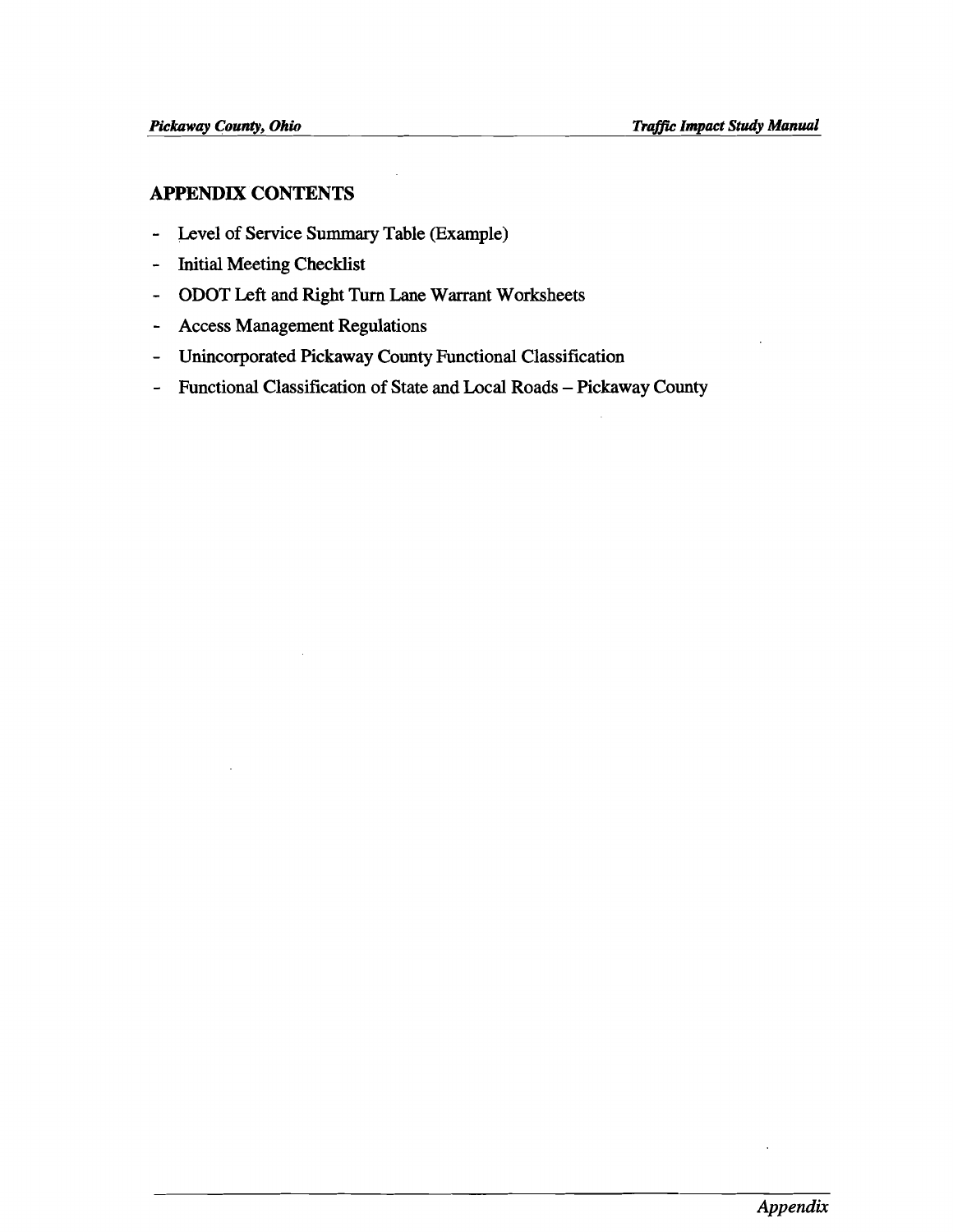## APPENDIX CONTENTS

- Level of Service Summary Table (Example)
- Initial Meeting Checklist
- ODOT Left and Right Turn Lane Warrant Worksheets
- Access Management Regulations
- Unincorporated Pickaway County Functional Classification
- Functional Classification of State and Local Roads – Pickaway County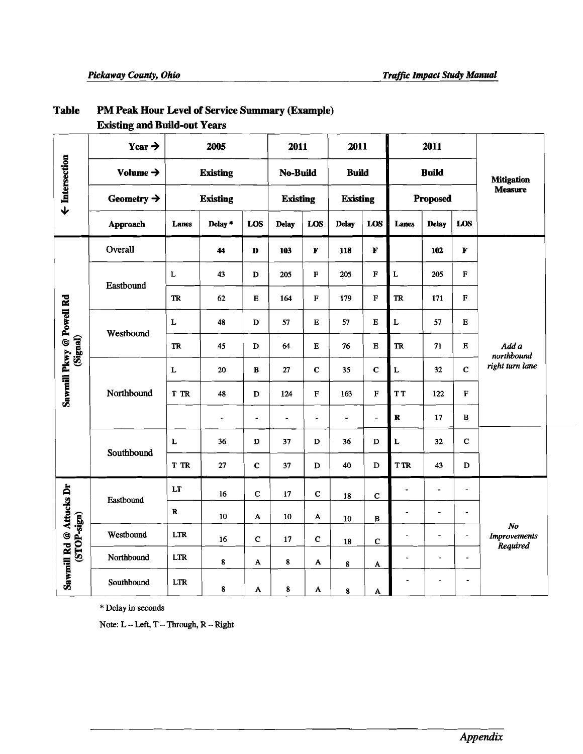## Table PM Peak Hour Level of Service Summary (Example) Existing and Build-out Years

| ↓ Intersection | Year → | 2005 | | | 2011 | | 2011 | | 2011 | | | Mitigation Measure |
|---|---|---|---|---|---|---|---|---|---|---|---|---|
| | Volume → | Existing | | | No-Build | | Build | | Build | | | |
| | Geometry → | Existing | | | Existing | | Existing | | Proposed | | | |
| | Approach | Lanes | Delay * | LOS | Delay | LOS | Delay | LOS | Lanes | Delay | LOS | |
| Sawmill Pkwy @ Powell Rd (Signal) | Overall | | 44 | D | 103 | F | 118 | F | | 102 | F | *Add a northbound right turn lane* |
| | Eastbound | L | 43 | D | 205 | F | 205 | F | L | 205 | F | |
| | | TR | 62 | E | 164 | F | 179 | F | TR | 171 | F | |
| | Westbound | L | 48 | D | 57 | E | 57 | E | L | 57 | E | |
| | | TR | 45 | D | 64 | E | 76 | E | TR | 71 | E | |
| | Northbound | L | 20 | B | 27 | C | 35 | C | L | 32 | C | |
| | | T TR | 48 | D | 124 | F | 163 | F | T T | 122 | F | |
| | | | - | - | - | - | - | - | R | 17 | B | |
| | Southbound | L | 36 | D | 37 | D | 36 | D | L | 32 | C | |
| | | T TR | 27 | C | 37 | D | 40 | D | T TR | 43 | D | |
| Sawmill Rd @ Attucks Dr (STOP-sign) | Eastbound | LT | 16 | C | 17 | C | 18 | C | - | - | - | *No Improvements Required* |
| | | R | 10 | A | 10 | A | 10 | B | - | - | - | |
| | Westbound | LTR | 16 | C | 17 | C | 18 | C | - | - | - | |
| | Northbound | LTR | 8 | A | 8 | A | 8 | A | - | - | - | |
| | Southbound | LTR | 8 | A | 8 | A | 8 | A | - | - | - | |

\* Delay in seconds

Note: L – Left, T – Through, R – Right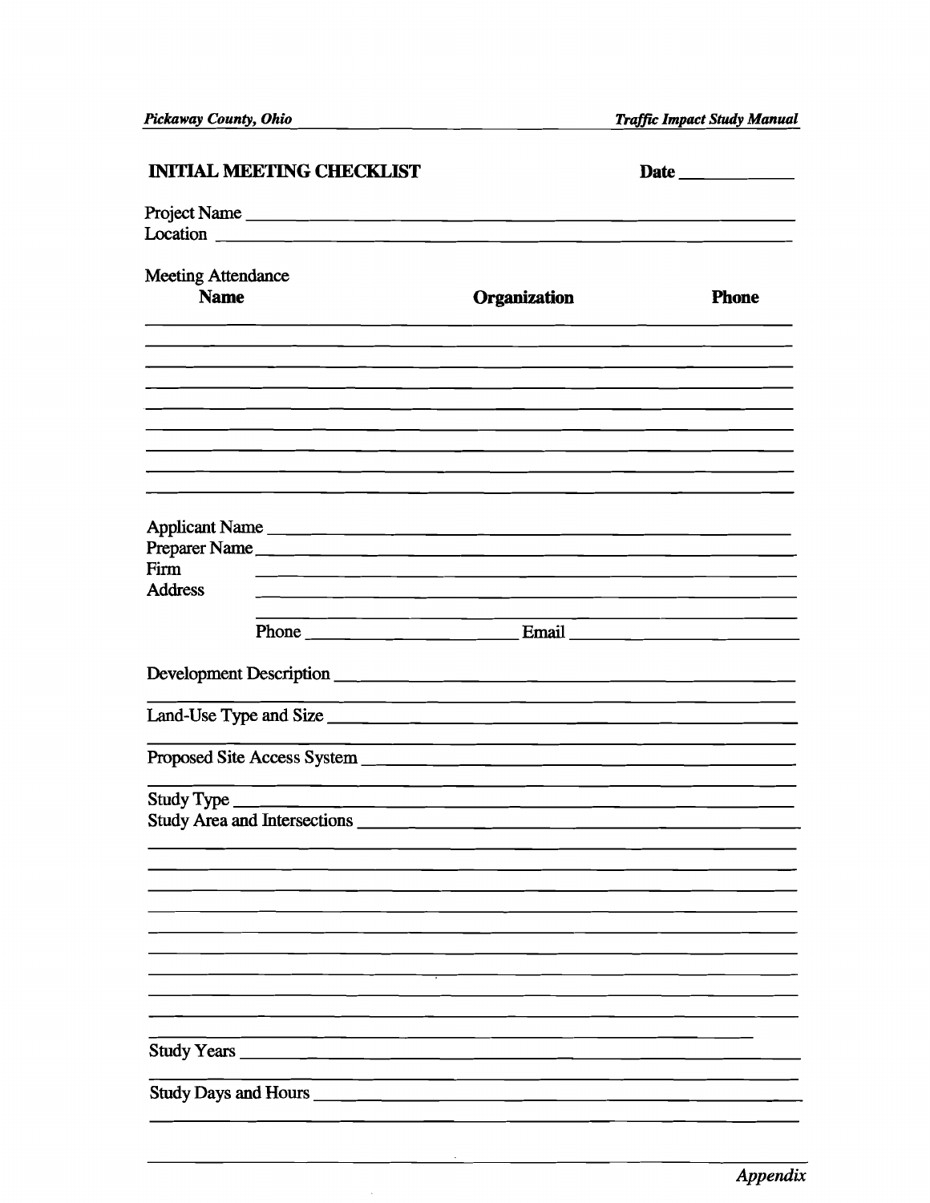## INITIAL MEETING CHECKLIST

Date ____________

Project Name ______________________________________________

Location ______________________________________________

Meeting Attendance

| Name | Organization | Phone |
|---|---|---|
| | | |
| | | |
| | | |
| | | |
| | | |
| | | |
| | | |
| | | |

Applicant Name ______________________________________________

Preparer Name ______________________________________________

Firm ______________________________________________

Address ______________________________________________

______________________________________________

Phone ____________________ Email ____________________

Development Description ______________________________________________

______________________________________________

Land-Use Type and Size ______________________________________________

______________________________________________

Proposed Site Access System ______________________________________________

______________________________________________

Study Type ______________________________________________

Study Area and Intersections ______________________________________________

______________________________________________

______________________________________________

______________________________________________

______________________________________________

______________________________________________

______________________________________________

______________________________________________

______________________________________________

______________________________________________

Study Years ______________________________________________

______________________________________________

Study Days and Hours ______________________________________________

______________________________________________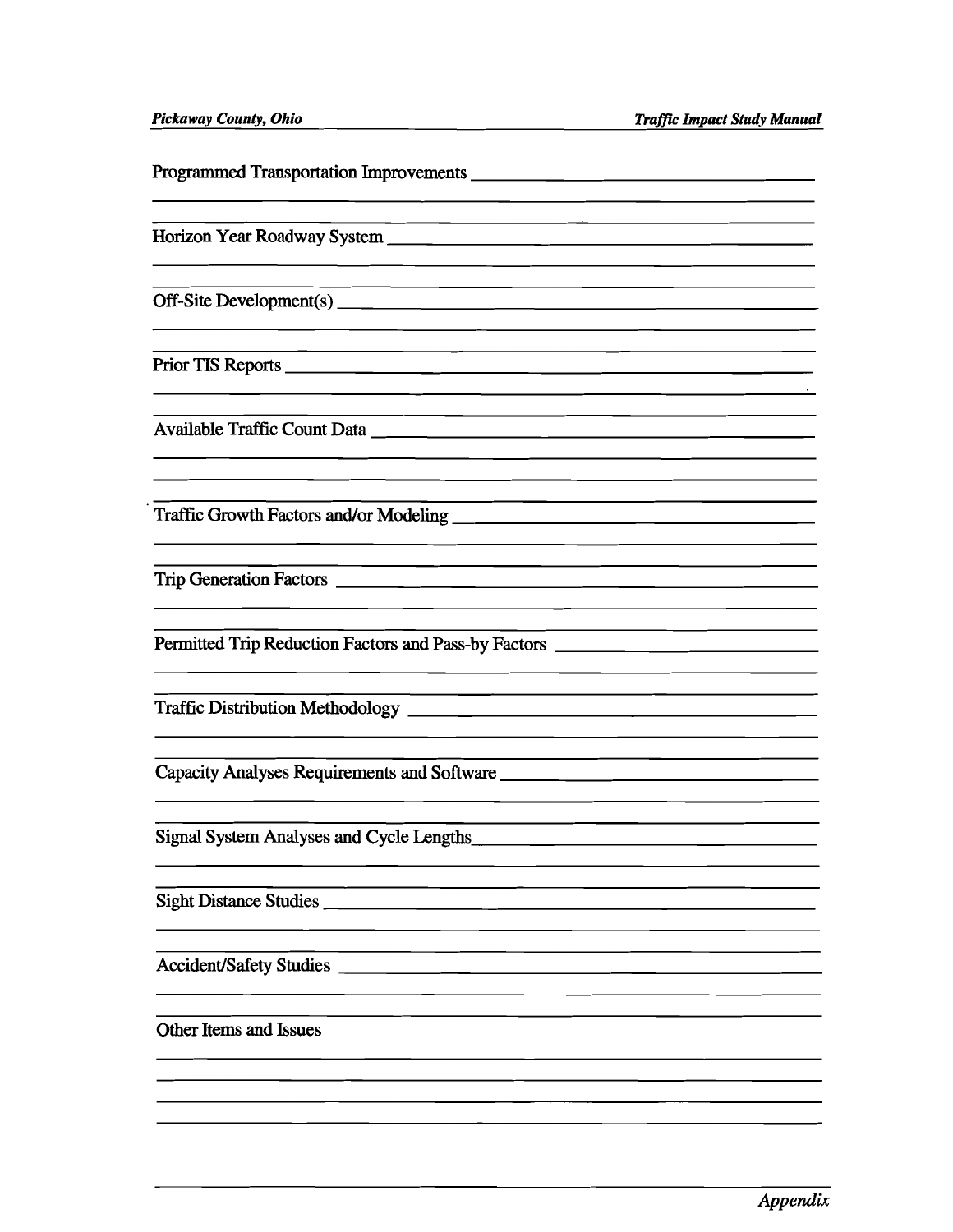Programmed Transportation Improvements ______________________________

_____________________________________________________________________

_____________________________________________________________________

Horizon Year Roadway System ______________________________________

_____________________________________________________________________

_____________________________________________________________________

Off-Site Development(s) __________________________________________

_____________________________________________________________________

_____________________________________________________________________

Prior TIS Reports ________________________________________________

_____________________________________________________________________

_____________________________________________________________________

Available Traffic Count Data ______________________________________

_____________________________________________________________________

_____________________________________________________________________

_____________________________________________________________________

Traffic Growth Factors and/or Modeling ______________________________

_____________________________________________________________________

_____________________________________________________________________

Trip Generation Factors __________________________________________

_____________________________________________________________________

_____________________________________________________________________

Permitted Trip Reduction Factors and Pass-by Factors ___________________

_____________________________________________________________________

_____________________________________________________________________

Traffic Distribution Methodology ___________________________________

_____________________________________________________________________

_____________________________________________________________________

Capacity Analyses Requirements and Software _________________________

_____________________________________________________________________

_____________________________________________________________________

Signal System Analyses and Cycle Lengths ____________________________

_____________________________________________________________________

_____________________________________________________________________

Sight Distance Studies ___________________________________________

_____________________________________________________________________

_____________________________________________________________________

Accident/Safety Studies __________________________________________

_____________________________________________________________________

_____________________________________________________________________

Other Items and Issues

_____________________________________________________________________

_____________________________________________________________________

_____________________________________________________________________

_____________________________________________________________________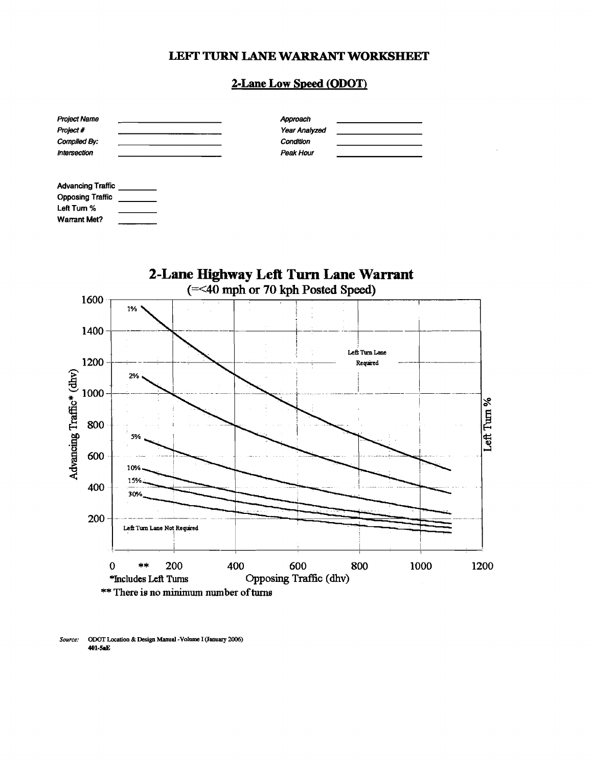# LEFT TURN LANE WARRANT WORKSHEET

## 2-Lane Low Speed (ODOT)

| | | | |
|---|---|---|---|
| *Project Name* | | *Approach* | |
| *Project #* | | *Year Analyzed* | |
| *Compiled By:* | | *Condition* | |
| *Intersection* | | *Peak Hour* | |

| | |
|---|---|
| Advancing Traffic | |
| Opposing Traffic | |
| Left Turn % | |
| Warrant Met? | |

**2-Lane Highway Left Turn Lane Warrant**

(=<40 mph or 70 kph Posted Speed)

Advancing Traffic* (dhv)

Left Turn %

1%

2%

5%

10%

15%

30%

Left Turn Lane Required

Left Turn Lane Not Required

0 ** 200 400 600 800 1000 1200

*Includes Left Turns

Opposing Traffic (dhv)

** There is no minimum number of turns

*Source:* ODOT Location & Design Manual - Volume I (January 2006) 401-5aE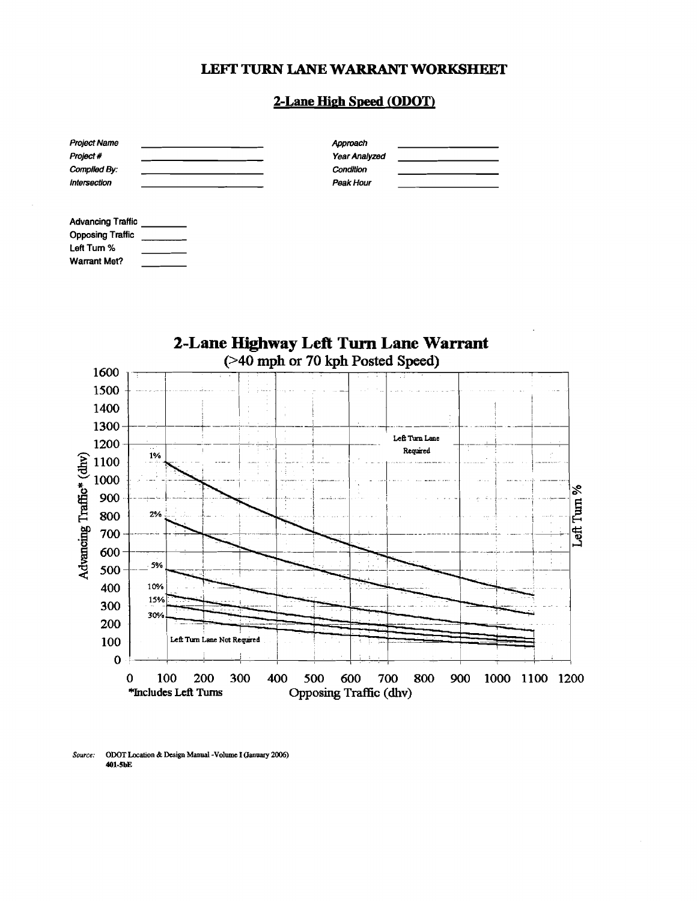# LEFT TURN LANE WARRANT WORKSHEET

## 2-Lane High Speed (ODOT)

| | | | |
|---|---|---|---|
| *Project Name* | | *Approach* | |
| *Project #* | | *Year Analyzed* | |
| *Compiled By:* | | *Condition* | |
| *Intersection* | | *Peak Hour* | |

| | |
|---|---|
| Advancing Traffic | |
| Opposing Traffic | |
| Left Turn % | |
| Warrant Met? | |

**2-Lane Highway Left Turn Lane Warrant**

(>40 mph or 70 kph Posted Speed)

Advancing Traffic* (dhv)

Left Turn %

Left Turn Lane Required

Left Turn Lane Not Required

1%, 2%, 5%, 10%, 15%, 30%

0 100 200 300 400 500 600 700 800 900 1000 1100 1200

Opposing Traffic (dhv)

*Includes Left Turns

*Source:* ODOT Location & Design Manual -Volume I (January 2006)
401-5bE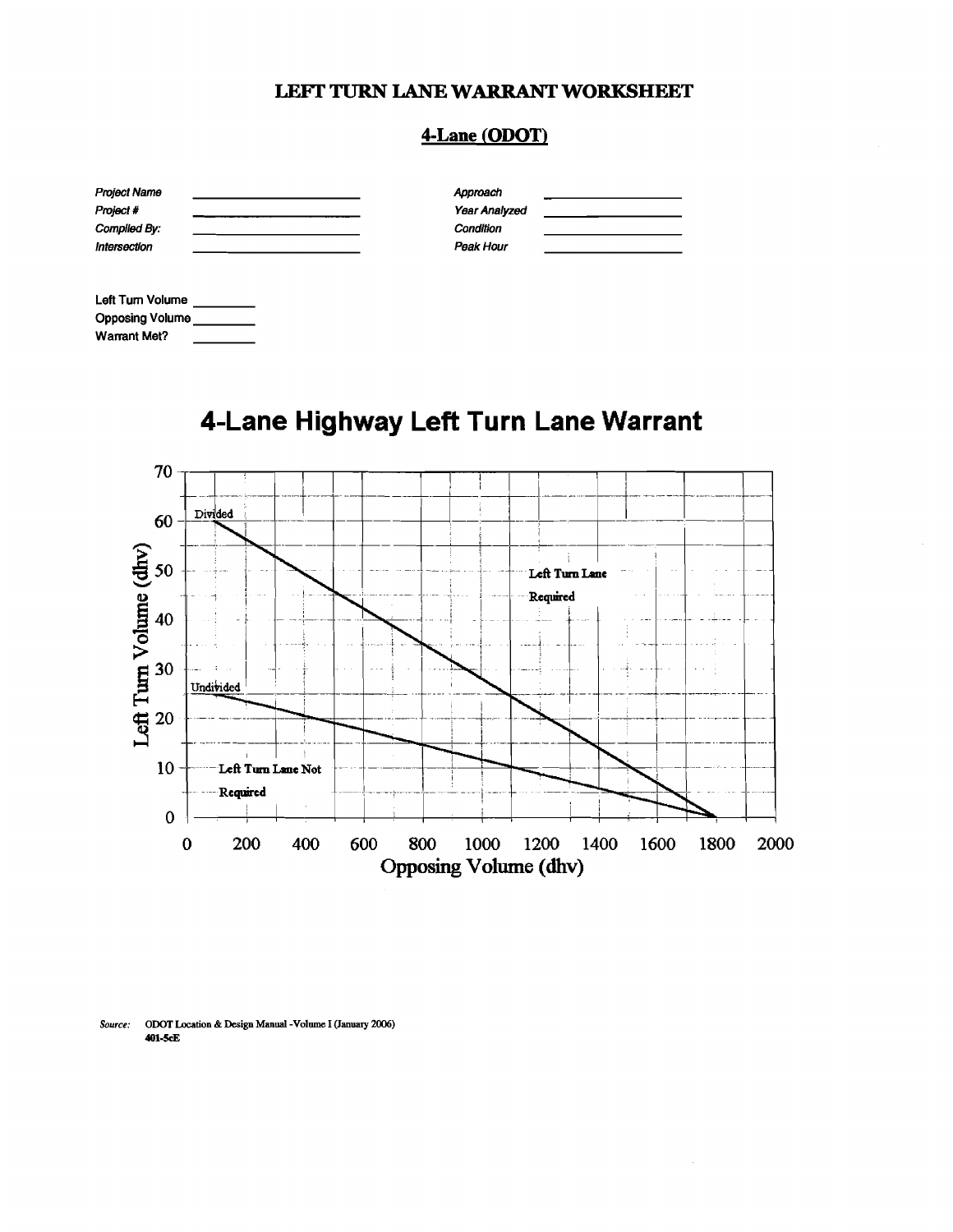# LEFT TURN LANE WARRANT WORKSHEET

## 4-Lane (ODOT)

| | | | |
|---|---|---|---|
| *Project Name* | | *Approach* | |
| *Project #* | | *Year Analyzed* | |
| *Compiled By:* | | *Condition* | |
| *Intersection* | | *Peak Hour* | |

Left Turn Volume \_\_\_\_\_\_\_\_

Opposing Volume \_\_\_\_\_\_\_\_

Warrant Met? \_\_\_\_\_\_\_\_

## 4-Lane Highway Left Turn Lane Warrant

Left Turn Volume (dhv): 0, 10, 20, 30, 40, 50, 60, 70

Opposing Volume (dhv): 0, 200, 400, 600, 800, 1000, 1200, 1400, 1600, 1800, 2000

Divided

Undivided

Left Turn Lane Required

Left Turn Lane Not Required

*Source:* ODOT Location & Design Manual -Volume I (January 2006)
401-5cE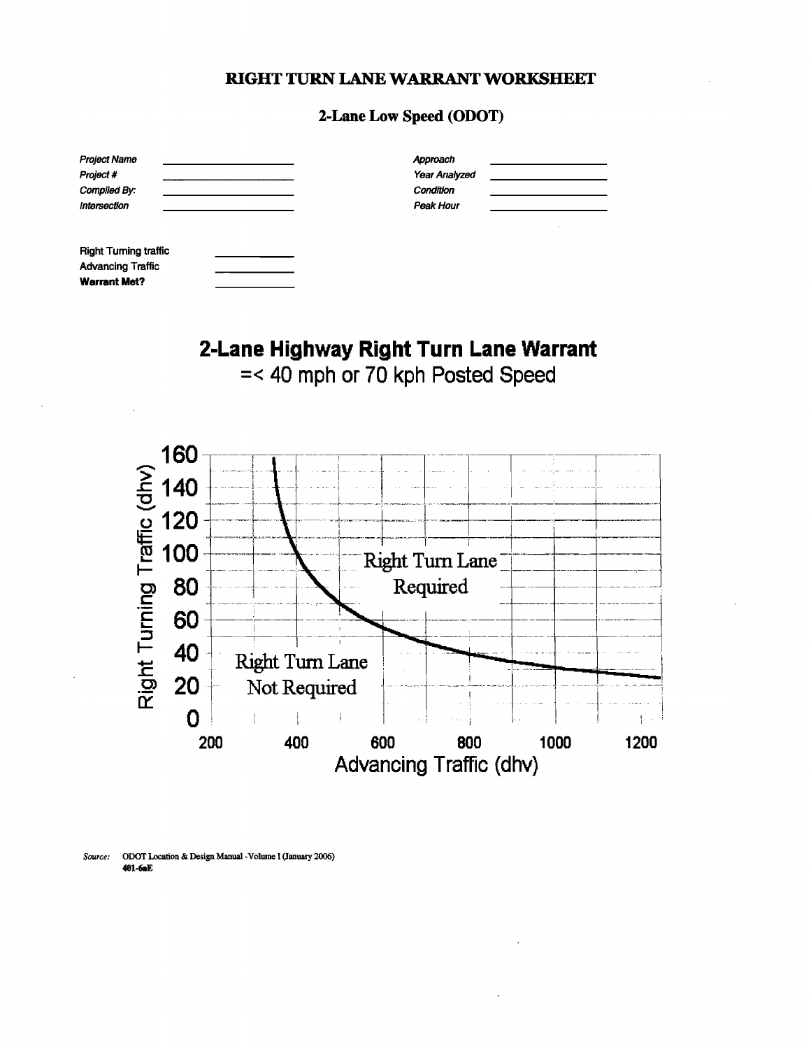# RIGHT TURN LANE WARRANT WORKSHEET

## 2-Lane Low Speed (ODOT)

| | | | |
|---|---|---|---|
| *Project Name* | | *Approach* | |
| *Project #* | | *Year Analyzed* | |
| *Compiled By:* | | *Condition* | |
| *Intersection* | | *Peak Hour* | |

| | |
|---|---|
| Right Turning traffic | |
| Advancing Traffic | |
| **Warrant Met?** | |

**2-Lane Highway Right Turn Lane Warrant**

=< 40 mph or 70 kph Posted Speed

Right Turning Traffic (dhv): 0, 20, 40, 60, 80, 100, 120, 140, 160

Advancing Traffic (dhv): 200, 400, 600, 800, 1000, 1200

Right Turn Lane Required

Right Turn Lane Not Required

*Source:* ODOT Location & Design Manual - Volume I (January 2006)
401-6aE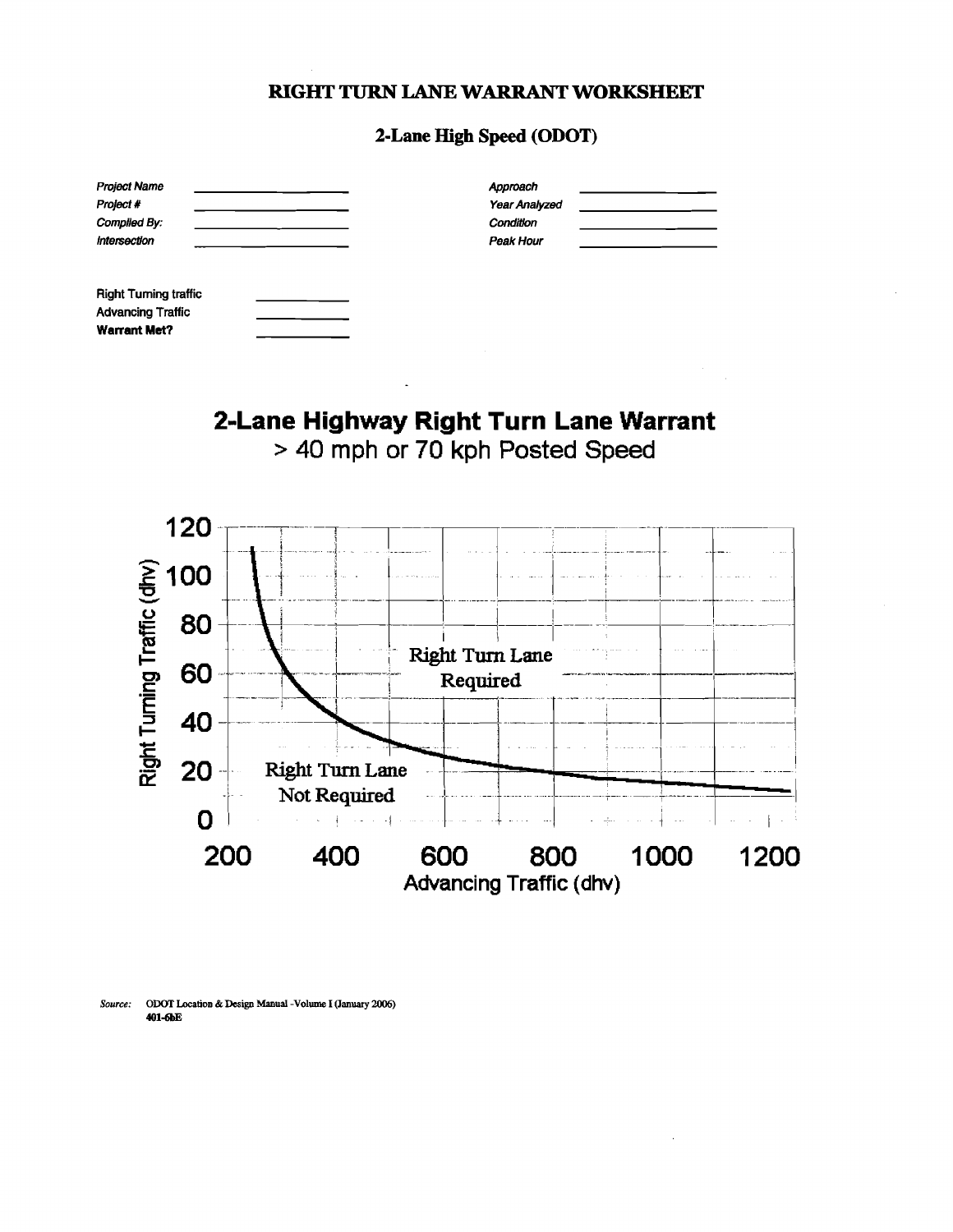# RIGHT TURN LANE WARRANT WORKSHEET

## 2-Lane High Speed (ODOT)

| | | | |
|---|---|---|---|
| *Project Name* | | *Approach* | |
| *Project #* | | *Year Analyzed* | |
| *Compiled By:* | | *Condition* | |
| *Intersection* | | *Peak Hour* | |

| | |
|---|---|
| Right Turning traffic | |
| Advancing Traffic | |
| **Warrant Met?** | |

## 2-Lane Highway Right Turn Lane Warrant

> 40 mph or 70 kph Posted Speed

Right Turning Traffic (dhv)

120, 100, 80, 60, 40, 20, 0

Right Turn Lane Required

Right Turn Lane Not Required

200, 400, 600, 800, 1000, 1200

Advancing Traffic (dhv)

*Source:* ODOT Location & Design Manual - Volume I (January 2006) **401-6bE**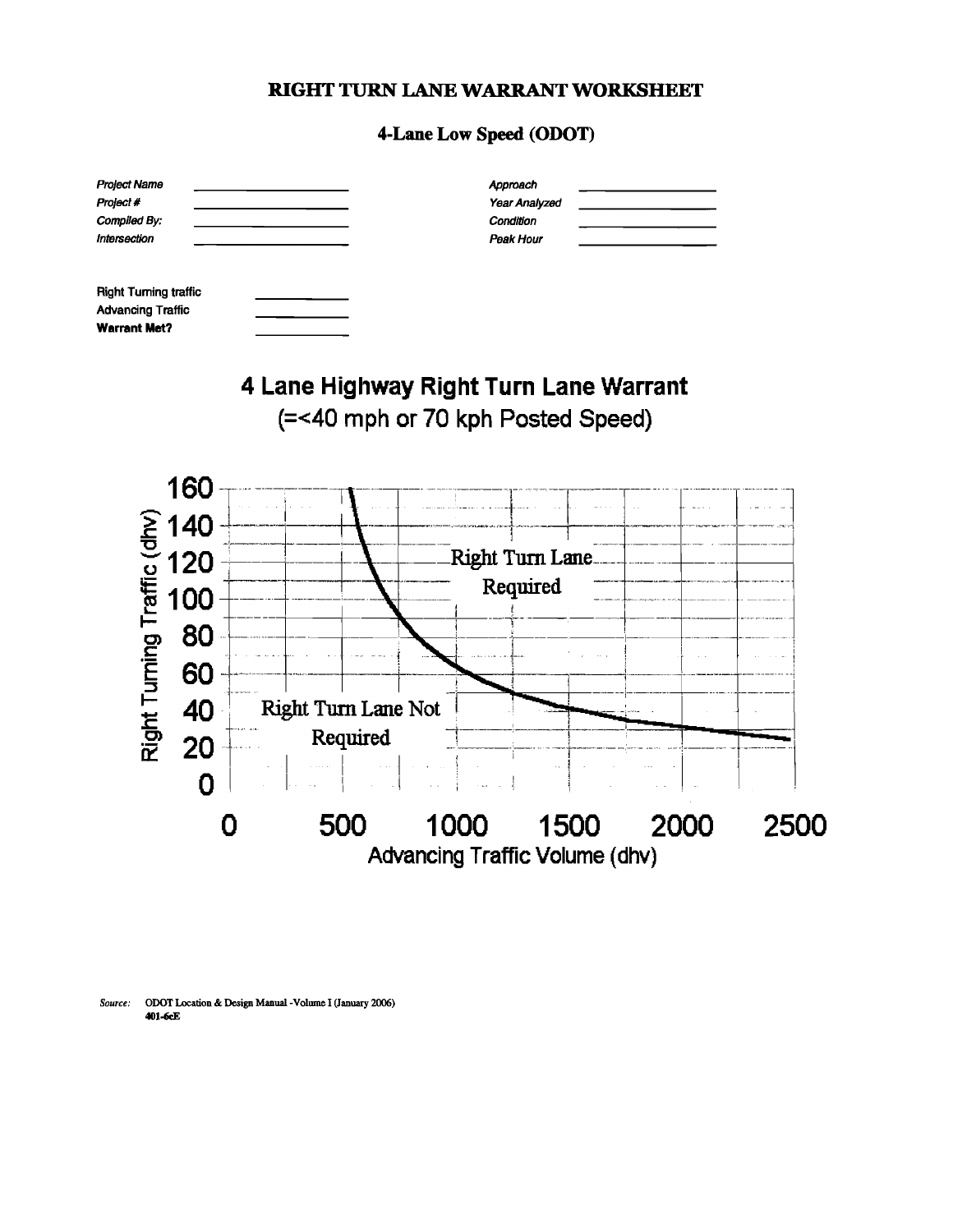**RIGHT TURN LANE WARRANT WORKSHEET**

**4-Lane Low Speed (ODOT)**

| | | | |
|---|---|---|---|
| *Project Name* | | *Approach* | |
| *Project #* | | *Year Analyzed* | |
| *Compiled By:* | | *Condition* | |
| *Intersection* | | *Peak Hour* | |

| | |
|---|---|
| Right Turning traffic | |
| Advancing Traffic | |
| **Warrant Met?** | |

## 4 Lane Highway Right Turn Lane Warrant

(=<40 mph or 70 kph Posted Speed)

Right Turning Traffic (dhv): 0, 20, 40, 60, 80, 100, 120, 140, 160

Right Turn Lane Required

Right Turn Lane Not Required

Advancing Traffic Volume (dhv): 0, 500, 1000, 1500, 2000, 2500

*Source:* ODOT Location & Design Manual -Volume I (January 2006)
401-6cE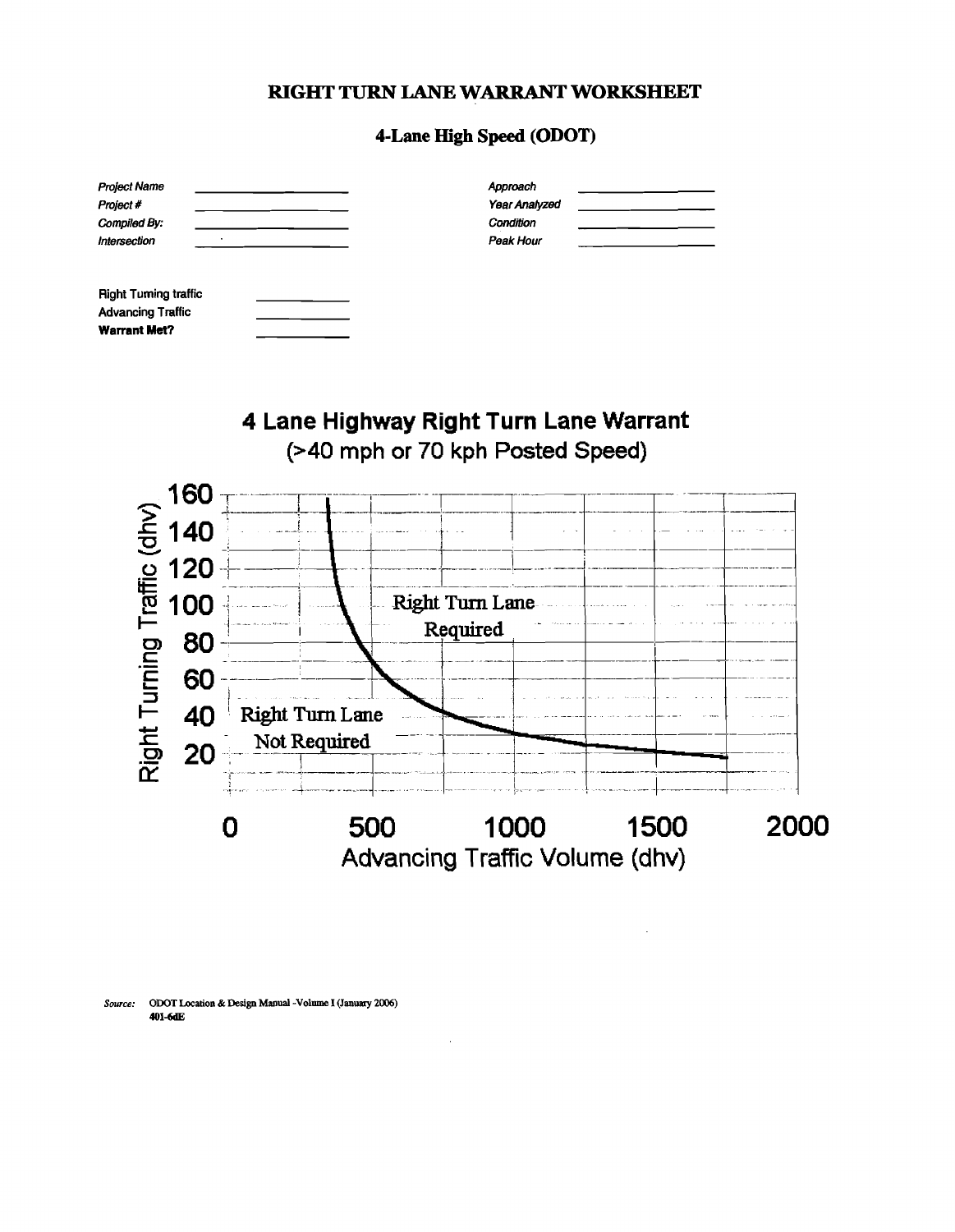# RIGHT TURN LANE WARRANT WORKSHEET

## 4-Lane High Speed (ODOT)

| | | | |
|---|---|---|---|
| *Project Name* | | *Approach* | |
| *Project #* | | *Year Analyzed* | |
| *Compiled By:* | | *Condition* | |
| *Intersection* | | *Peak Hour* | |

| | |
|---|---|
| Right Turning traffic | |
| Advancing Traffic | |
| **Warrant Met?** | |

**4 Lane Highway Right Turn Lane Warrant**

(>40 mph or 70 kph Posted Speed)

Right Turning Traffic (dhv): 20, 40, 60, 80, 100, 120, 140, 160

Advancing Traffic Volume (dhv): 0, 500, 1000, 1500, 2000

Right Turn Lane Required

Right Turn Lane Not Required

*Source:* ODOT Location & Design Manual -Volume I (January 2006) 401-6dE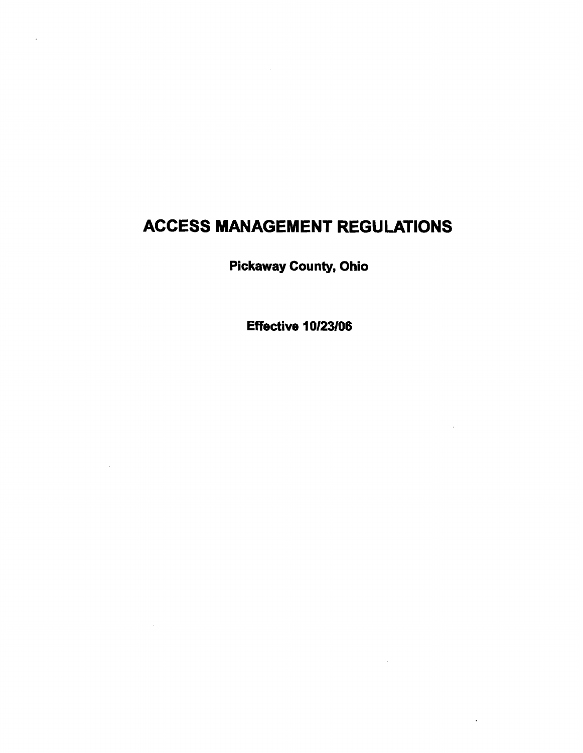# ACCESS MANAGEMENT REGULATIONS

**Pickaway County, Ohio**

**Effective 10/23/06**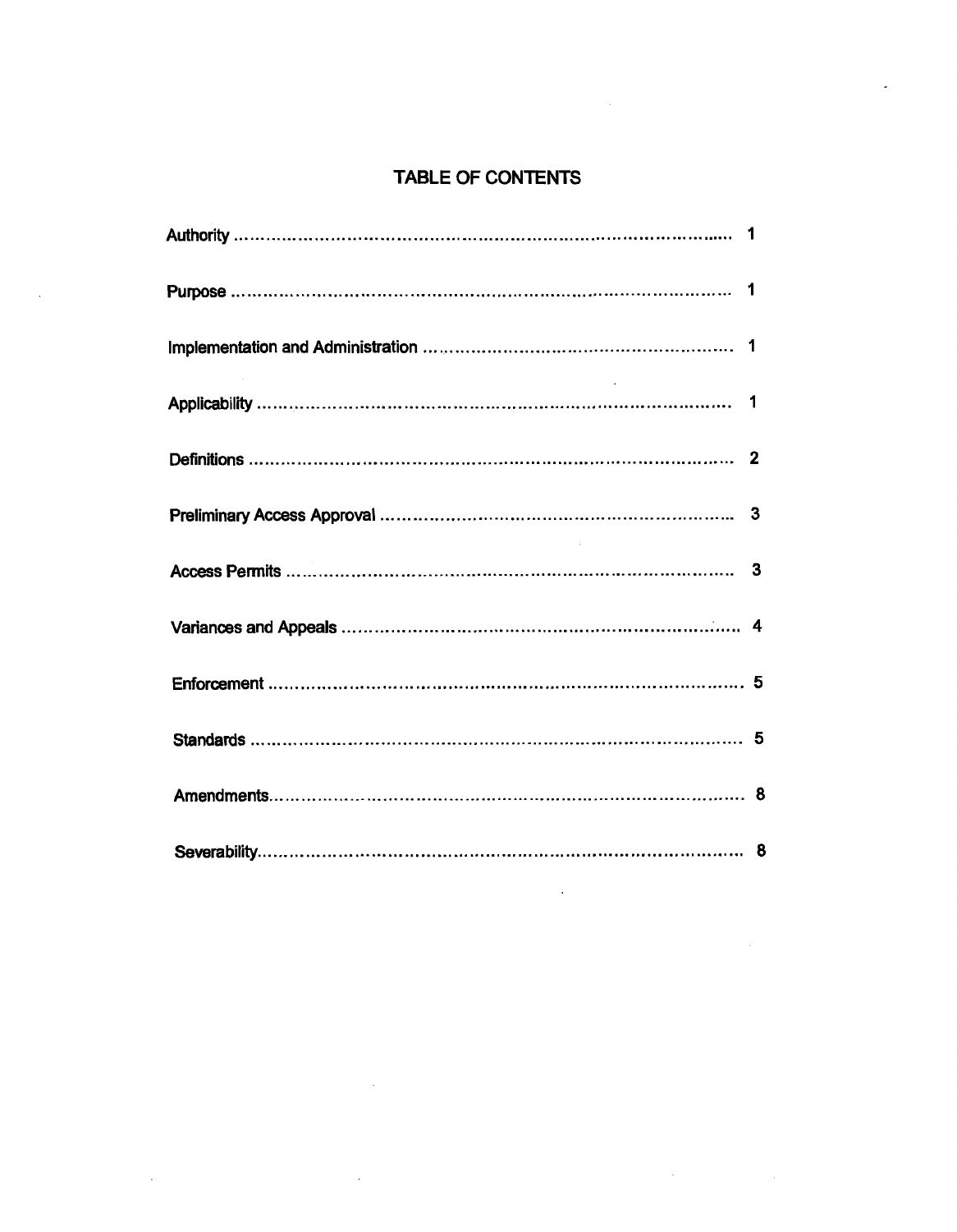## TABLE OF CONTENTS

| Section | Page |
|---|---|
| Authority | 1 |
| Purpose | 1 |
| Implementation and Administration | 1 |
| Applicability | 1 |
| Definitions | 2 |
| Preliminary Access Approval | 3 |
| Access Permits | 3 |
| Variances and Appeals | 4 |
| Enforcement | 5 |
| Standards | 5 |
| Amendments | 8 |
| Severability | 8 |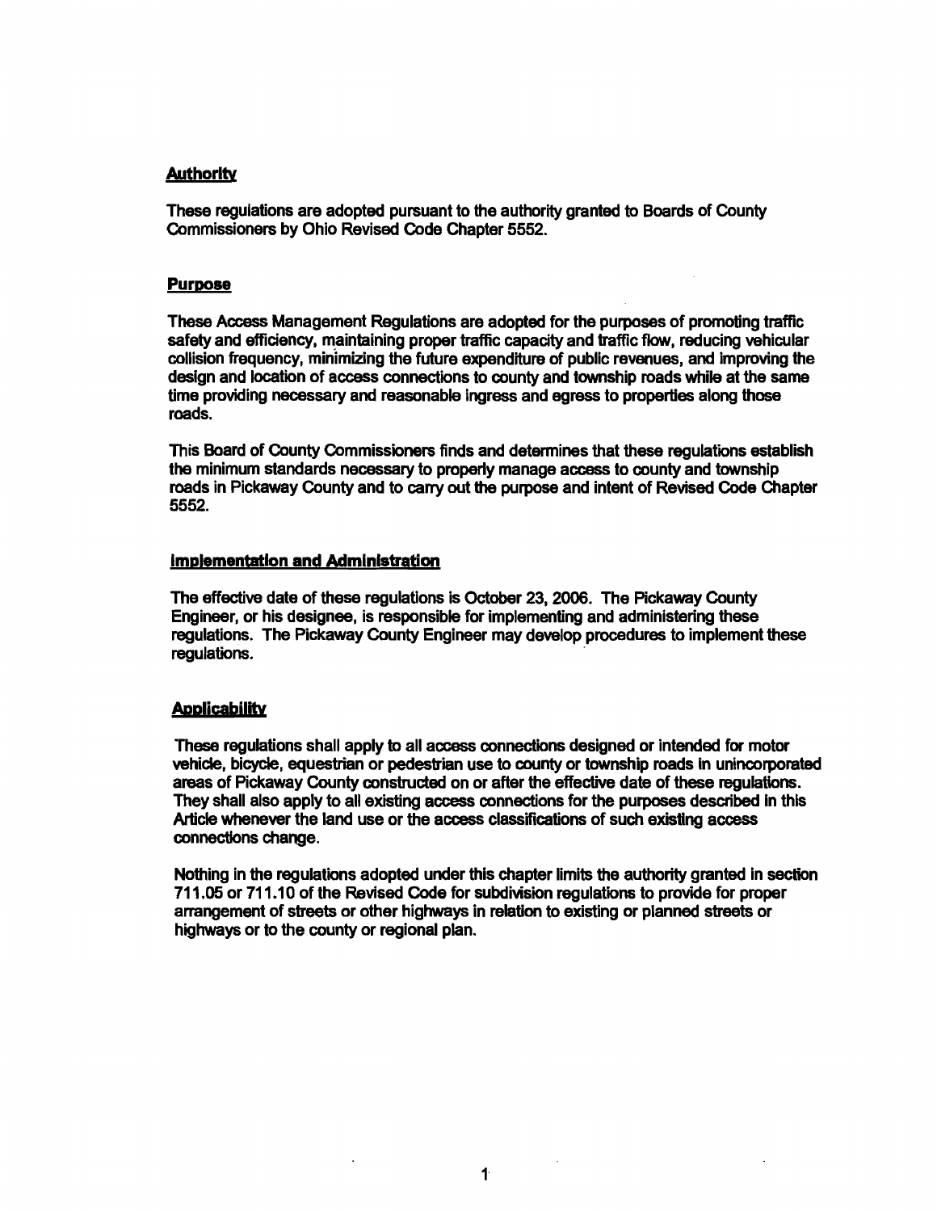## Authority

These regulations are adopted pursuant to the authority granted to Boards of County Commissioners by Ohio Revised Code Chapter 5552.

## Purpose

These Access Management Regulations are adopted for the purposes of promoting traffic safety and efficiency, maintaining proper traffic capacity and traffic flow, reducing vehicular collision frequency, minimizing the future expenditure of public revenues, and improving the design and location of access connections to county and township roads while at the same time providing necessary and reasonable ingress and egress to properties along those roads.

This Board of County Commissioners finds and determines that these regulations establish the minimum standards necessary to properly manage access to county and township roads in Pickaway County and to carry out the purpose and intent of Revised Code Chapter 5552.

## Implementation and Administration

The effective date of these regulations is October 23, 2006. The Pickaway County Engineer, or his designee, is responsible for implementing and administering these regulations. The Pickaway County Engineer may develop procedures to implement these regulations.

## Applicability

These regulations shall apply to all access connections designed or intended for motor vehicle, bicycle, equestrian or pedestrian use to county or township roads in unincorporated areas of Pickaway County constructed on or after the effective date of these regulations. They shall also apply to all existing access connections for the purposes described in this Article whenever the land use or the access classifications of such existing access connections change.

Nothing in the regulations adopted under this chapter limits the authority granted in section 711.05 or 711.10 of the Revised Code for subdivision regulations to provide for proper arrangement of streets or other highways in relation to existing or planned streets or highways or to the county or regional plan.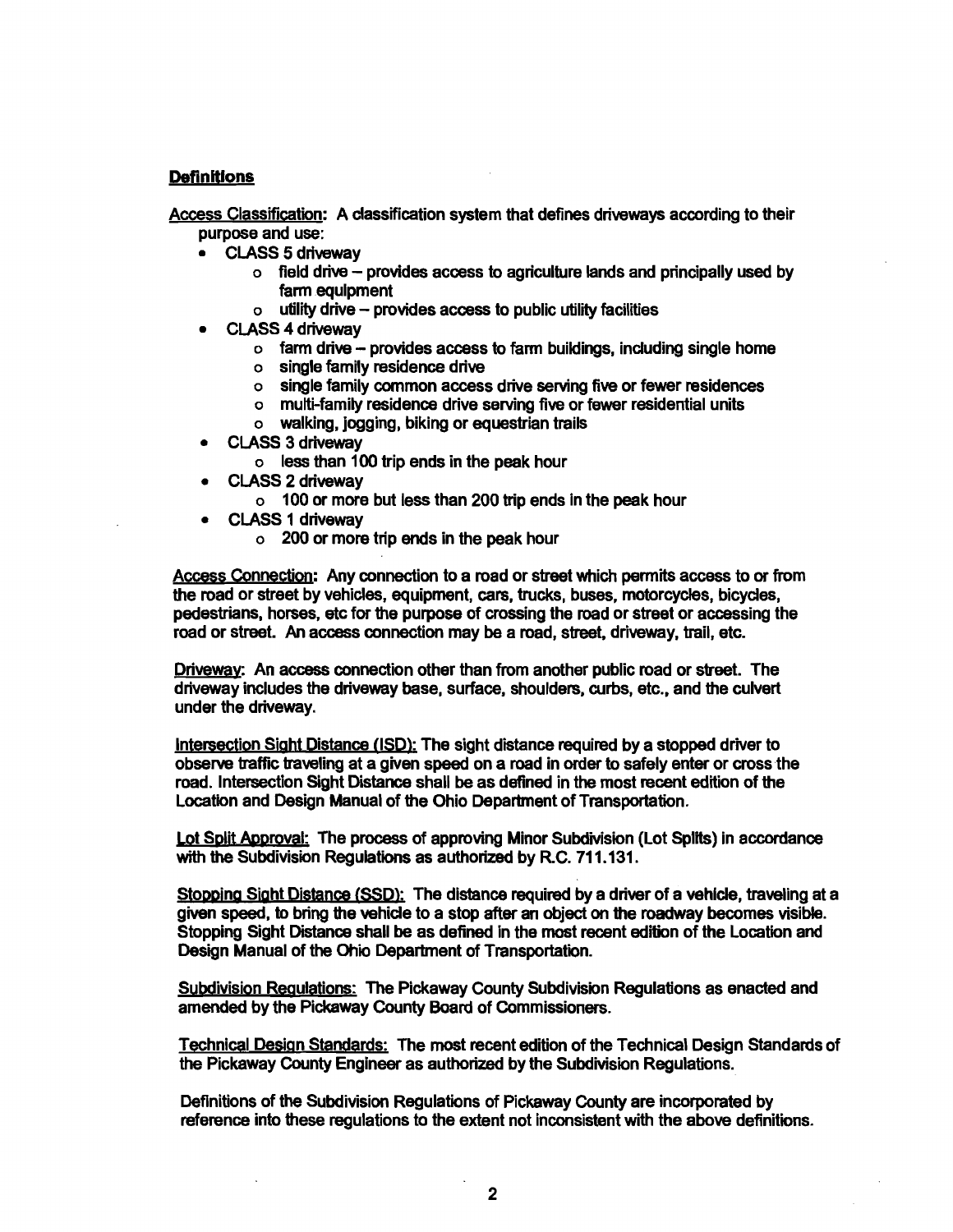## Definitions

Access Classification: A classification system that defines driveways according to their purpose and use:

- CLASS 5 driveway
  - field drive – provides access to agriculture lands and principally used by farm equipment
  - utility drive – provides access to public utility facilities
- CLASS 4 driveway
  - farm drive – provides access to farm buildings, including single home
  - single family residence drive
  - single family common access drive serving five or fewer residences
  - multi-family residence drive serving five or fewer residential units
  - walking, jogging, biking or equestrian trails
- CLASS 3 driveway
  - less than 100 trip ends in the peak hour
- CLASS 2 driveway
  - 100 or more but less than 200 trip ends in the peak hour
- CLASS 1 driveway
  - 200 or more trip ends in the peak hour

Access Connection: Any connection to a road or street which permits access to or from the road or street by vehicles, equipment, cars, trucks, buses, motorcycles, bicycles, pedestrians, horses, etc for the purpose of crossing the road or street or accessing the road or street. An access connection may be a road, street, driveway, trail, etc.

Driveway: An access connection other than from another public road or street. The driveway includes the driveway base, surface, shoulders, curbs, etc., and the culvert under the driveway.

Intersection Sight Distance (ISD): The sight distance required by a stopped driver to observe traffic traveling at a given speed on a road in order to safely enter or cross the road. Intersection Sight Distance shall be as defined in the most recent edition of the Location and Design Manual of the Ohio Department of Transportation.

Lot Split Approval: The process of approving Minor Subdivision (Lot Splits) in accordance with the Subdivision Regulations as authorized by R.C. 711.131.

Stopping Sight Distance (SSD): The distance required by a driver of a vehicle, traveling at a given speed, to bring the vehicle to a stop after an object on the roadway becomes visible. Stopping Sight Distance shall be as defined in the most recent edition of the Location and Design Manual of the Ohio Department of Transportation.

Subdivision Regulations: The Pickaway County Subdivision Regulations as enacted and amended by the Pickaway County Board of Commissioners.

Technical Design Standards: The most recent edition of the Technical Design Standards of the Pickaway County Engineer as authorized by the Subdivision Regulations.

Definitions of the Subdivision Regulations of Pickaway County are incorporated by reference into these regulations to the extent not inconsistent with the above definitions.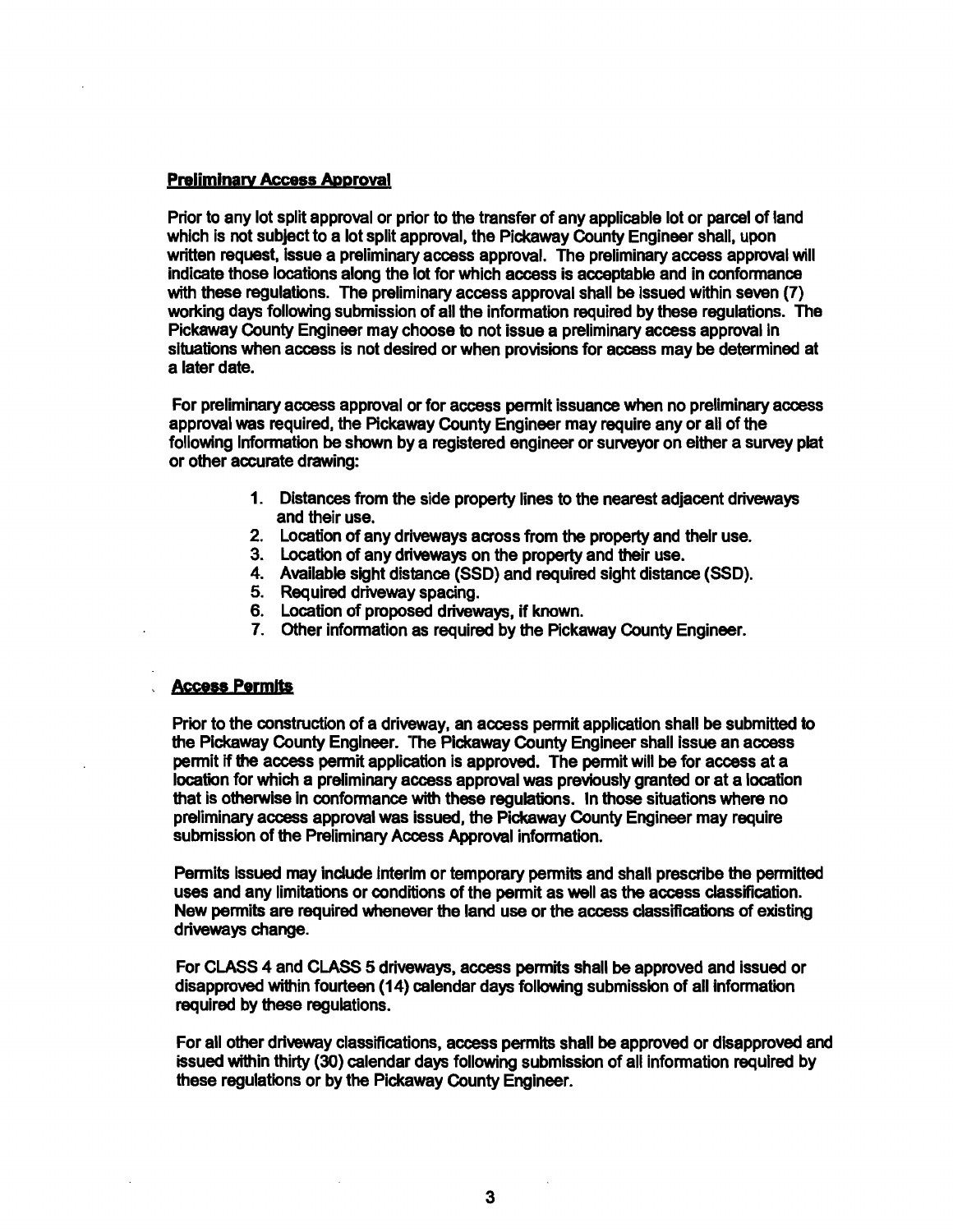**Preliminary Access Approval**

Prior to any lot split approval or prior to the transfer of any applicable lot or parcel of land which is not subject to a lot split approval, the Pickaway County Engineer shall, upon written request, issue a preliminary access approval. The preliminary access approval will indicate those locations along the lot for which access is acceptable and in conformance with these regulations. The preliminary access approval shall be issued within seven (7) working days following submission of all the information required by these regulations. The Pickaway County Engineer may choose to not issue a preliminary access approval in situations when access is not desired or when provisions for access may be determined at a later date.

For preliminary access approval or for access permit issuance when no preliminary access approval was required, the Pickaway County Engineer may require any or all of the following information be shown by a registered engineer or surveyor on either a survey plat or other accurate drawing:

1. Distances from the side property lines to the nearest adjacent driveways and their use.
2. Location of any driveways across from the property and their use.
3. Location of any driveways on the property and their use.
4. Available sight distance (SSD) and required sight distance (SSD).
5. Required driveway spacing.
6. Location of proposed driveways, if known.
7. Other information as required by the Pickaway County Engineer.

**Access Permits**

Prior to the construction of a driveway, an access permit application shall be submitted to the Pickaway County Engineer. The Pickaway County Engineer shall issue an access permit if the access permit application is approved. The permit will be for access at a location for which a preliminary access approval was previously granted or at a location that is otherwise in conformance with these regulations. In those situations where no preliminary access approval was issued, the Pickaway County Engineer may require submission of the Preliminary Access Approval information.

Permits issued may include interim or temporary permits and shall prescribe the permitted uses and any limitations or conditions of the permit as well as the access classification. New permits are required whenever the land use or the access classifications of existing driveways change.

For CLASS 4 and CLASS 5 driveways, access permits shall be approved and issued or disapproved within fourteen (14) calendar days following submission of all information required by these regulations.

For all other driveway classifications, access permits shall be approved or disapproved and issued within thirty (30) calendar days following submission of all information required by these regulations or by the Pickaway County Engineer.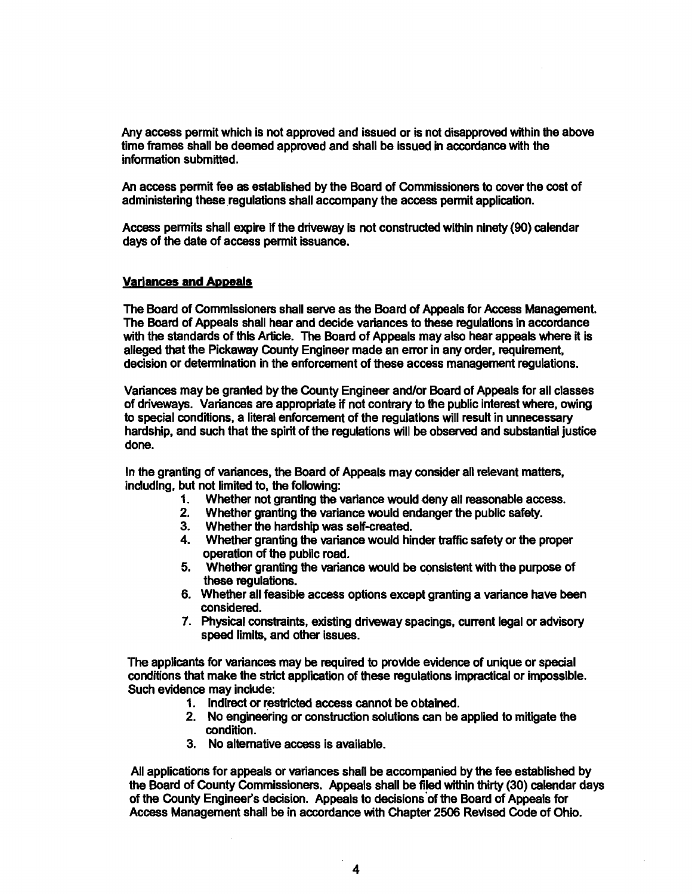Any access permit which is not approved and issued or is not disapproved within the above time frames shall be deemed approved and shall be issued in accordance with the information submitted.

An access permit fee as established by the Board of Commissioners to cover the cost of administering these regulations shall accompany the access permit application.

Access permits shall expire if the driveway is not constructed within ninety (90) calendar days of the date of access permit issuance.

**Variances and Appeals**

The Board of Commissioners shall serve as the Board of Appeals for Access Management. The Board of Appeals shall hear and decide variances to these regulations in accordance with the standards of this Article. The Board of Appeals may also hear appeals where it is alleged that the Pickaway County Engineer made an error in any order, requirement, decision or determination in the enforcement of these access management regulations.

Variances may be granted by the County Engineer and/or Board of Appeals for all classes of driveways. Variances are appropriate if not contrary to the public interest where, owing to special conditions, a literal enforcement of the regulations will result in unnecessary hardship, and such that the spirit of the regulations will be observed and substantial justice done.

In the granting of variances, the Board of Appeals may consider all relevant matters, including, but not limited to, the following:

1. Whether not granting the variance would deny all reasonable access.
2. Whether granting the variance would endanger the public safety.
3. Whether the hardship was self-created.
4. Whether granting the variance would hinder traffic safety or the proper operation of the public road.
5. Whether granting the variance would be consistent with the purpose of these regulations.
6. Whether all feasible access options except granting a variance have been considered.
7. Physical constraints, existing driveway spacings, current legal or advisory speed limits, and other issues.

The applicants for variances may be required to provide evidence of unique or special conditions that make the strict application of these regulations impractical or impossible. Such evidence may include:

1. Indirect or restricted access cannot be obtained.
2. No engineering or construction solutions can be applied to mitigate the condition.
3. No alternative access is available.

All applications for appeals or variances shall be accompanied by the fee established by the Board of County Commissioners. Appeals shall be filed within thirty (30) calendar days of the County Engineer's decision. Appeals to decisions of the Board of Appeals for Access Management shall be in accordance with Chapter 2506 Revised Code of Ohio.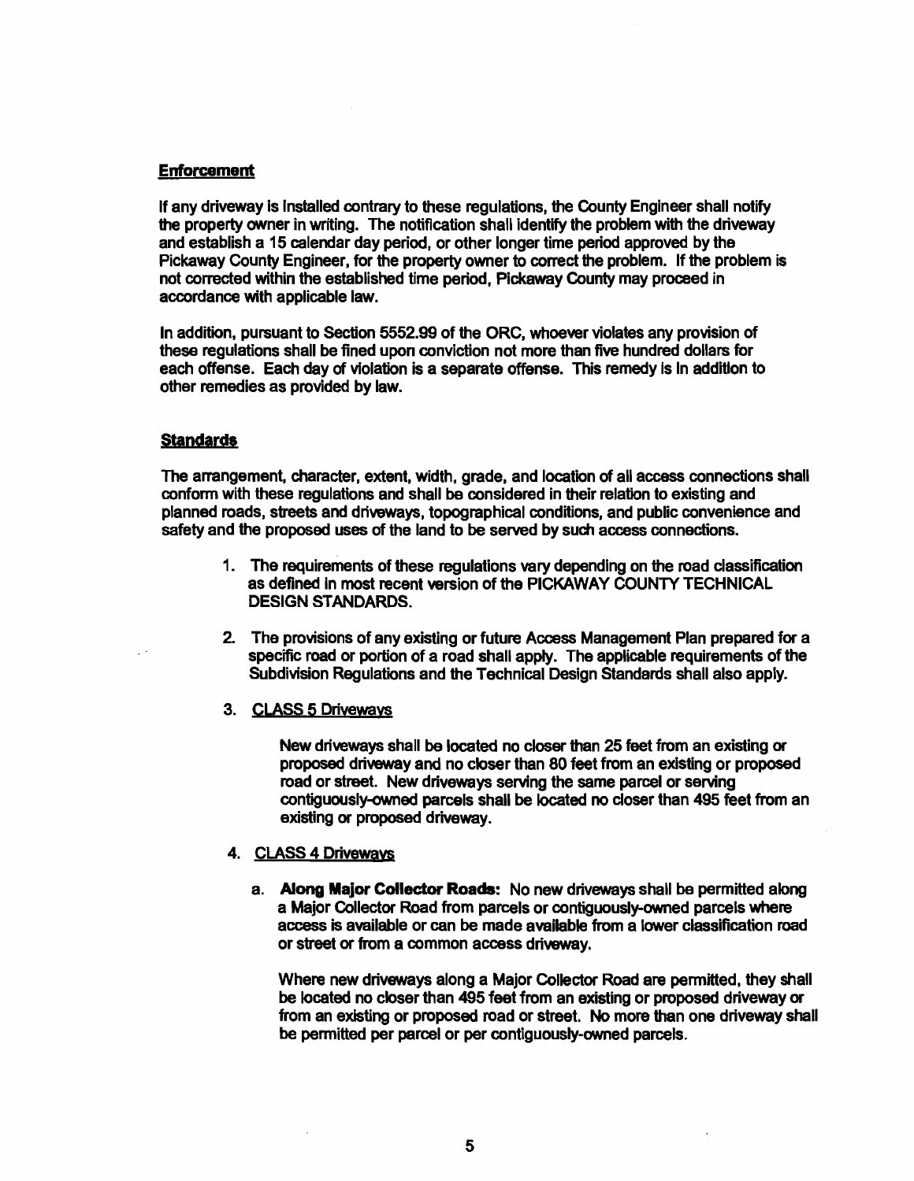## Enforcement

If any driveway is installed contrary to these regulations, the County Engineer shall notify the property owner in writing. The notification shall identify the problem with the driveway and establish a 15 calendar day period, or other longer time period approved by the Pickaway County Engineer, for the property owner to correct the problem. If the problem is not corrected within the established time period, Pickaway County may proceed in accordance with applicable law.

In addition, pursuant to Section 5552.99 of the ORC, whoever violates any provision of these regulations shall be fined upon conviction not more than five hundred dollars for each offense. Each day of violation is a separate offense. This remedy is in addition to other remedies as provided by law.

## Standards

The arrangement, character, extent, width, grade, and location of all access connections shall conform with these regulations and shall be considered in their relation to existing and planned roads, streets and driveways, topographical conditions, and public convenience and safety and the proposed uses of the land to be served by such access connections.

1. The requirements of these regulations vary depending on the road classification as defined in most recent version of the PICKAWAY COUNTY TECHNICAL DESIGN STANDARDS.

2. The provisions of any existing or future Access Management Plan prepared for a specific road or portion of a road shall apply. The applicable requirements of the Subdivision Regulations and the Technical Design Standards shall also apply.

3. CLASS 5 Driveways

   New driveways shall be located no closer than 25 feet from an existing or proposed driveway and no closer than 80 feet from an existing or proposed road or street. New driveways serving the same parcel or serving contiguously-owned parcels shall be located no closer than 495 feet from an existing or proposed driveway.

4. CLASS 4 Driveways

   a. **Along Major Collector Roads:** No new driveways shall be permitted along a Major Collector Road from parcels or contiguously-owned parcels where access is available or can be made available from a lower classification road or street or from a common access driveway.

      Where new driveways along a Major Collector Road are permitted, they shall be located no closer than 495 feet from an existing or proposed driveway or from an existing or proposed road or street. No more than one driveway shall be permitted per parcel or per contiguously-owned parcels.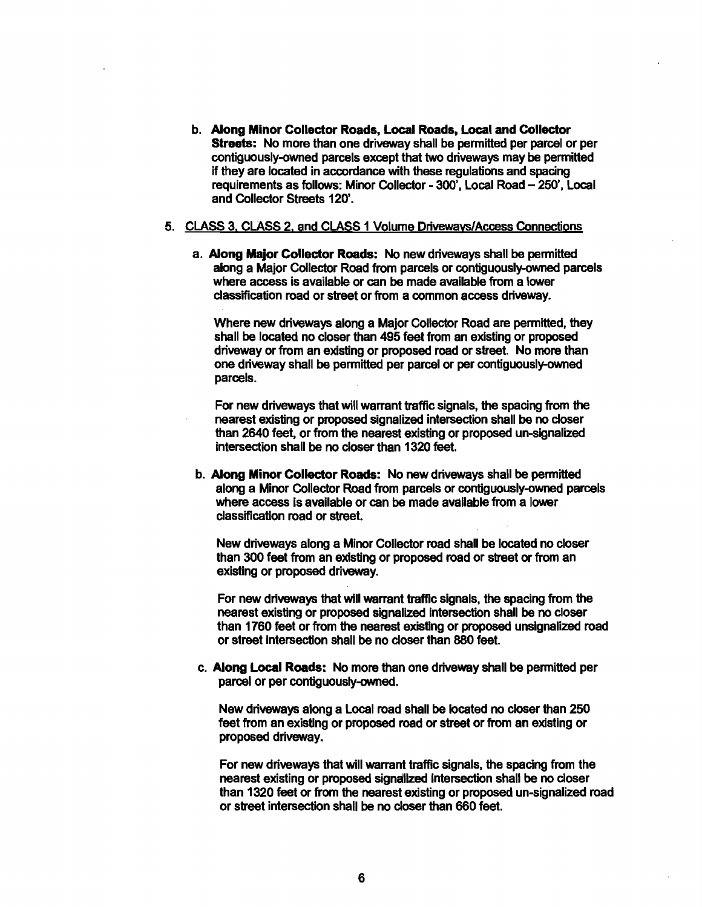b. **Along Minor Collector Roads, Local Roads, Local and Collector Streets:** No more than one driveway shall be permitted per parcel or per contiguously-owned parcels except that two driveways may be permitted if they are located in accordance with these regulations and spacing requirements as follows: Minor Collector - 300', Local Road – 250', Local and Collector Streets 120'.

5. <u>CLASS 3, CLASS 2, and CLASS 1 Volume Driveways/Access Connections</u>

   a. **Along Major Collector Roads:** No new driveways shall be permitted along a Major Collector Road from parcels or contiguously-owned parcels where access is available or can be made available from a lower classification road or street or from a common access driveway.

   Where new driveways along a Major Collector Road are permitted, they shall be located no closer than 495 feet from an existing or proposed driveway or from an existing or proposed road or street. No more than one driveway shall be permitted per parcel or per contiguously-owned parcels.

   For new driveways that will warrant traffic signals, the spacing from the nearest existing or proposed signalized intersection shall be no closer than 2640 feet, or from the nearest existing or proposed un-signalized intersection shall be no closer than 1320 feet.

   b. **Along Minor Collector Roads:** No new driveways shall be permitted along a Minor Collector Road from parcels or contiguously-owned parcels where access is available or can be made available from a lower classification road or street.

   New driveways along a Minor Collector road shall be located no closer than 300 feet from an existing or proposed road or street or from an existing or proposed driveway.

   For new driveways that will warrant traffic signals, the spacing from the nearest existing or proposed signalized intersection shall be no closer than 1760 feet or from the nearest existing or proposed unsignalized road or street intersection shall be no closer than 880 feet.

   c. **Along Local Roads:** No more than one driveway shall be permitted per parcel or per contiguously-owned.

   New driveways along a Local road shall be located no closer than 250 feet from an existing or proposed road or street or from an existing or proposed driveway.

   For new driveways that will warrant traffic signals, the spacing from the nearest existing or proposed signalized intersection shall be no closer than 1320 feet or from the nearest existing or proposed un-signalized road or street intersection shall be no closer than 660 feet.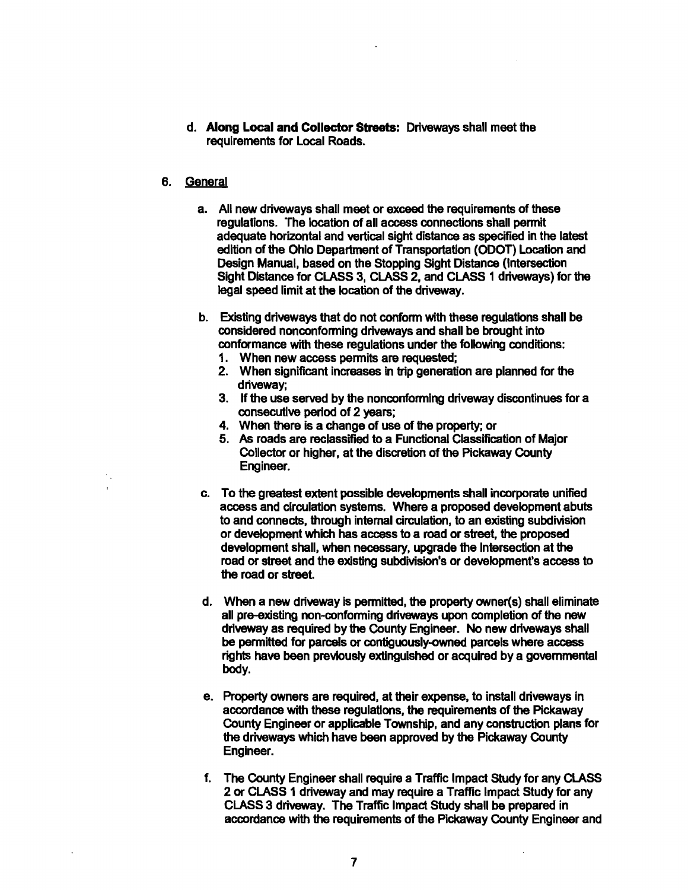d. **Along Local and Collector Streets:** Driveways shall meet the requirements for Local Roads.

6. General

   a. All new driveways shall meet or exceed the requirements of these regulations. The location of all access connections shall permit adequate horizontal and vertical sight distance as specified in the latest edition of the Ohio Department of Transportation (ODOT) Location and Design Manual, based on the Stopping Sight Distance (Intersection Sight Distance for CLASS 3, CLASS 2, and CLASS 1 driveways) for the legal speed limit at the location of the driveway.

   b. Existing driveways that do not conform with these regulations shall be considered nonconforming driveways and shall be brought into conformance with these regulations under the following conditions:
      1. When new access permits are requested;
      2. When significant increases in trip generation are planned for the driveway;
      3. If the use served by the nonconforming driveway discontinues for a consecutive period of 2 years;
      4. When there is a change of use of the property; or
      5. As roads are reclassified to a Functional Classification of Major Collector or higher, at the discretion of the Pickaway County Engineer.

   c. To the greatest extent possible developments shall incorporate unified access and circulation systems. Where a proposed development abuts to and connects, through internal circulation, to an existing subdivision or development which has access to a road or street, the proposed development shall, when necessary, upgrade the intersection at the road or street and the existing subdivision's or development's access to the road or street.

   d. When a new driveway is permitted, the property owner(s) shall eliminate all pre-existing non-conforming driveways upon completion of the new driveway as required by the County Engineer. No new driveways shall be permitted for parcels or contiguously-owned parcels where access rights have been previously extinguished or acquired by a governmental body.

   e. Property owners are required, at their expense, to install driveways in accordance with these regulations, the requirements of the Pickaway County Engineer or applicable Township, and any construction plans for the driveways which have been approved by the Pickaway County Engineer.

   f. The County Engineer shall require a Traffic Impact Study for any CLASS 2 or CLASS 1 driveway and may require a Traffic Impact Study for any CLASS 3 driveway. The Traffic Impact Study shall be prepared in accordance with the requirements of the Pickaway County Engineer and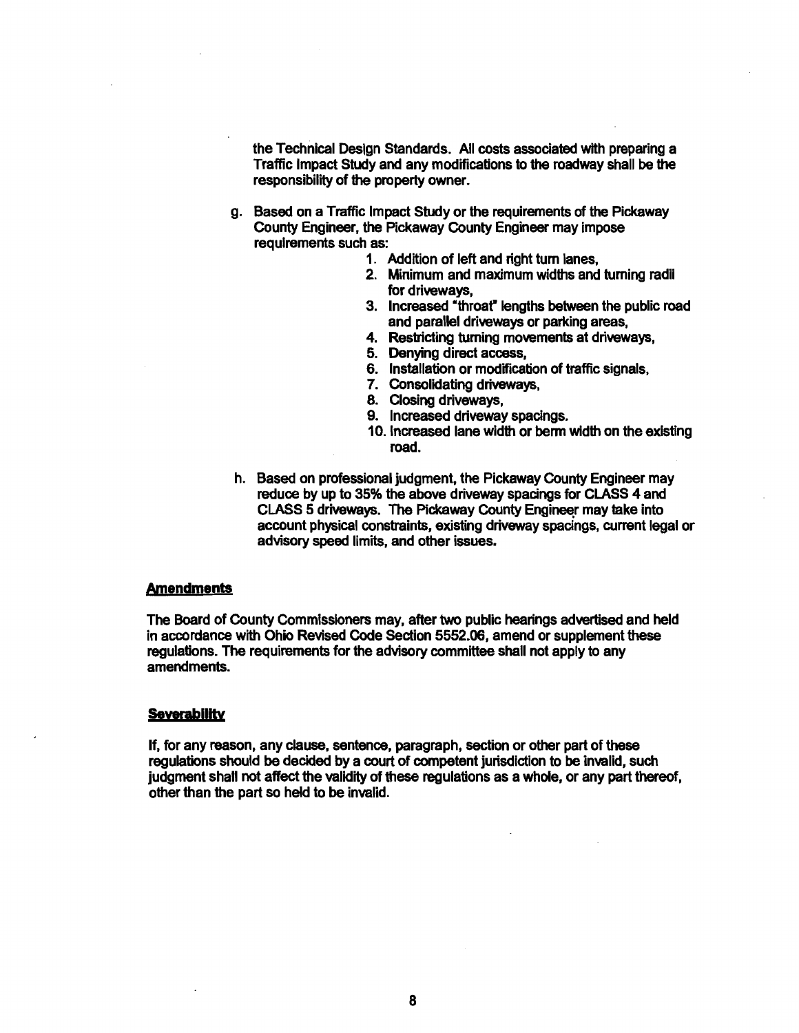the Technical Design Standards. All costs associated with preparing a Traffic Impact Study and any modifications to the roadway shall be the responsibility of the property owner.

g. Based on a Traffic Impact Study or the requirements of the Pickaway County Engineer, the Pickaway County Engineer may impose requirements such as:
    1. Addition of left and right turn lanes,
    2. Minimum and maximum widths and turning radii for driveways,
    3. Increased "throat" lengths between the public road and parallel driveways or parking areas,
    4. Restricting turning movements at driveways,
    5. Denying direct access,
    6. Installation or modification of traffic signals,
    7. Consolidating driveways,
    8. Closing driveways,
    9. Increased driveway spacings.
    10. Increased lane width or berm width on the existing road.

h. Based on professional judgment, the Pickaway County Engineer may reduce by up to 35% the above driveway spacings for CLASS 4 and CLASS 5 driveways. The Pickaway County Engineer may take into account physical constraints, existing driveway spacings, current legal or advisory speed limits, and other issues.

## Amendments

The Board of County Commissioners may, after two public hearings advertised and held in accordance with Ohio Revised Code Section 5552.06, amend or supplement these regulations. The requirements for the advisory committee shall not apply to any amendments.

## Severability

If, for any reason, any clause, sentence, paragraph, section or other part of these regulations should be decided by a court of competent jurisdiction to be invalid, such judgment shall not affect the validity of these regulations as a whole, or any part thereof, other than the part so held to be invalid.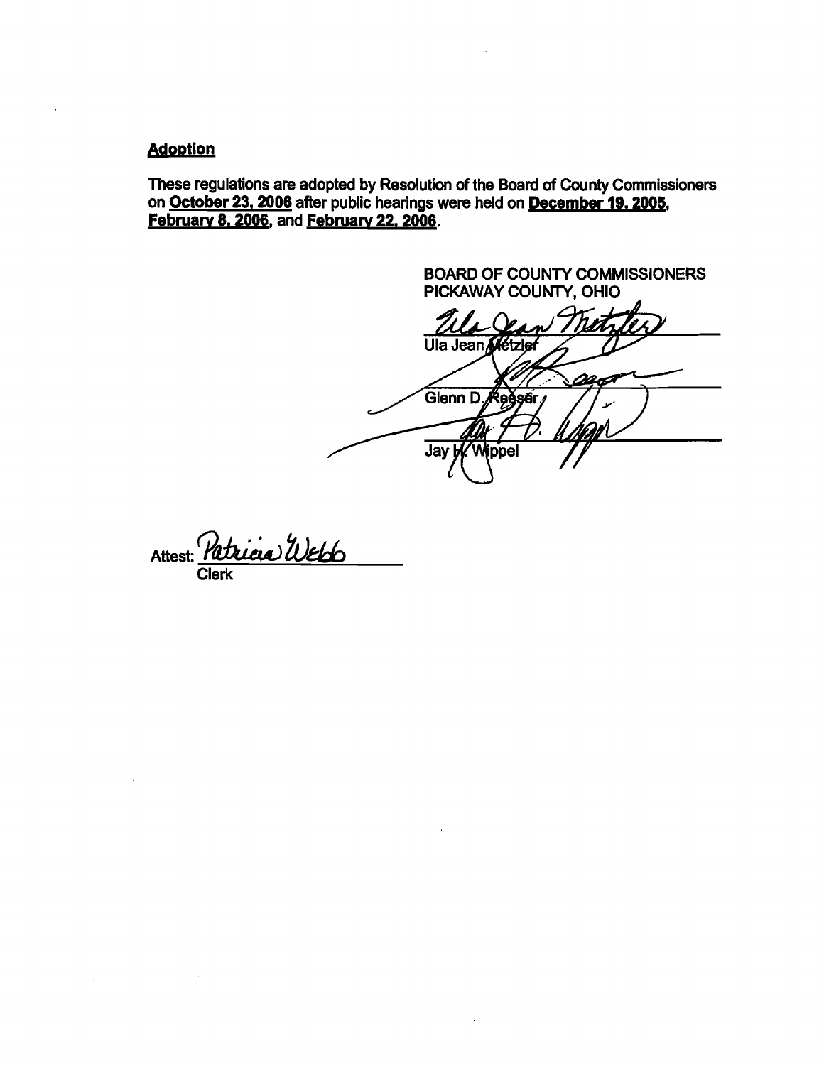## Adoption

These regulations are adopted by Resolution of the Board of County Commissioners on **October 23, 2006** after public hearings were held on **December 19, 2005**, **February 8, 2006**, and **February 22, 2006**.

BOARD OF COUNTY COMMISSIONERS
PICKAWAY COUNTY, OHIO

Ula Jean Metzler

Glenn D. Reeser

Jay H. Wippel

Attest: Patricia Webb
Clerk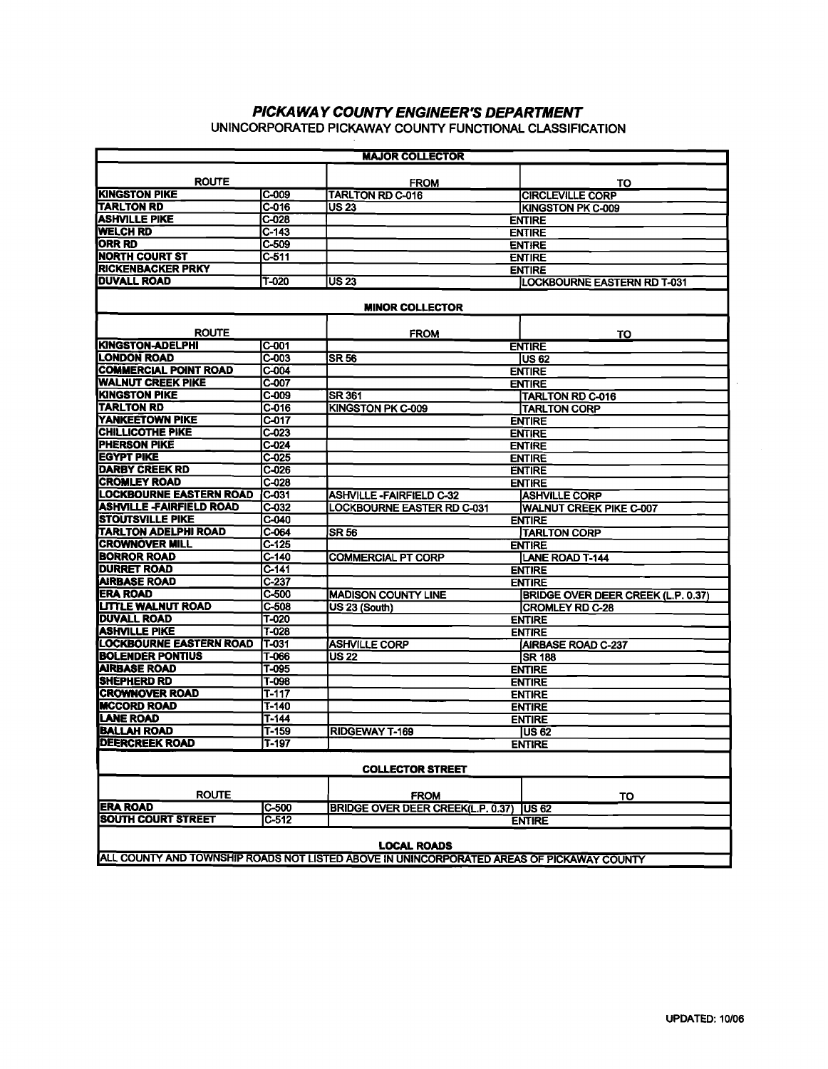# *PICKAWAY COUNTY ENGINEER'S DEPARTMENT*

UNINCORPORATED PICKAWAY COUNTY FUNCTIONAL CLASSIFICATION

| **MAJOR COLLECTOR** | | | |
|---|---|---|---|
| **ROUTE** | | **FROM** | **TO** |
| **KINGSTON PIKE** | C-009 | TARLTON RD C-016 | CIRCLEVILLE CORP |
| **TARLTON RD** | C-016 | US 23 | KINGSTON PK C-009 |
| **ASHVILLE PIKE** | C-028 | | ENTIRE |
| **WELCH RD** | C-143 | | ENTIRE |
| **ORR RD** | C-509 | | ENTIRE |
| **NORTH COURT ST** | C-511 | | ENTIRE |
| **RICKENBACKER PRKY** | | | ENTIRE |
| **DUVALL ROAD** | T-020 | US 23 | LOCKBOURNE EASTERN RD T-031 |
| **MINOR COLLECTOR** | | | |
| **ROUTE** | | **FROM** | **TO** |
| **KINGSTON-ADELPHI** | C-001 | | ENTIRE |
| **LONDON ROAD** | C-003 | SR 56 | US 62 |
| **COMMERCIAL POINT ROAD** | C-004 | | ENTIRE |
| **WALNUT CREEK PIKE** | C-007 | | ENTIRE |
| **KINGSTON PIKE** | C-009 | SR 361 | TARLTON RD C-016 |
| **TARLTON RD** | C-016 | KINGSTON PK C-009 | TARLTON CORP |
| **YANKEETOWN PIKE** | C-017 | | ENTIRE |
| **CHILLICOTHE PIKE** | C-023 | | ENTIRE |
| **PHERSON PIKE** | C-024 | | ENTIRE |
| **EGYPT PIKE** | C-025 | | ENTIRE |
| **DARBY CREEK RD** | C-026 | | ENTIRE |
| **CROMLEY ROAD** | C-028 | | ENTIRE |
| **LOCKBOURNE EASTERN ROAD** | C-031 | ASHVILLE -FAIRFIELD C-32 | ASHVILLE CORP |
| **ASHVILLE -FAIRFIELD ROAD** | C-032 | LOCKBOURNE EASTER RD C-031 | WALNUT CREEK PIKE C-007 |
| **STOUTSVILLE PIKE** | C-040 | | ENTIRE |
| **TARLTON ADELPHI ROAD** | C-064 | SR 56 | TARLTON CORP |
| **CROWNOVER MILL** | C-125 | | ENTIRE |
| **BORROR ROAD** | C-140 | COMMERCIAL PT CORP | LANE ROAD T-144 |
| **DURRET ROAD** | C-141 | | ENTIRE |
| **AIRBASE ROAD** | C-237 | | ENTIRE |
| **ERA ROAD** | C-500 | MADISON COUNTY LINE | BRIDGE OVER DEER CREEK (L.P. 0.37) |
| **LITTLE WALNUT ROAD** | C-508 | US 23 (South) | CROMLEY RD C-28 |
| **DUVALL ROAD** | T-020 | | ENTIRE |
| **ASHVILLE PIKE** | T-028 | | ENTIRE |
| **LOCKBOURNE EASTERN ROAD** | T-031 | ASHVILLE CORP | AIRBASE ROAD C-237 |
| **BOLENDER PONTIUS** | T-066 | US 22 | SR 188 |
| **AIRBASE ROAD** | T-095 | | ENTIRE |
| **SHEPHERD RD** | T-098 | | ENTIRE |
| **CROWNOVER ROAD** | T-117 | | ENTIRE |
| **MCCORD ROAD** | T-140 | | ENTIRE |
| **LANE ROAD** | T-144 | | ENTIRE |
| **BALLAH ROAD** | T-159 | RIDGEWAY T-169 | US 62 |
| **DEERCREEK ROAD** | T-197 | | ENTIRE |
| **COLLECTOR STREET** | | | |
| **ROUTE** | | **FROM** | **TO** |
| **ERA ROAD** | C-500 | BRIDGE OVER DEER CREEK(L.P. 0.37) | US 62 |
| **SOUTH COURT STREET** | C-512 | | ENTIRE |
| **LOCAL ROADS** | | | |
| ALL COUNTY AND TOWNSHIP ROADS NOT LISTED ABOVE IN UNINCORPORATED AREAS OF PICKAWAY COUNTY | | | |

UPDATED: 10/06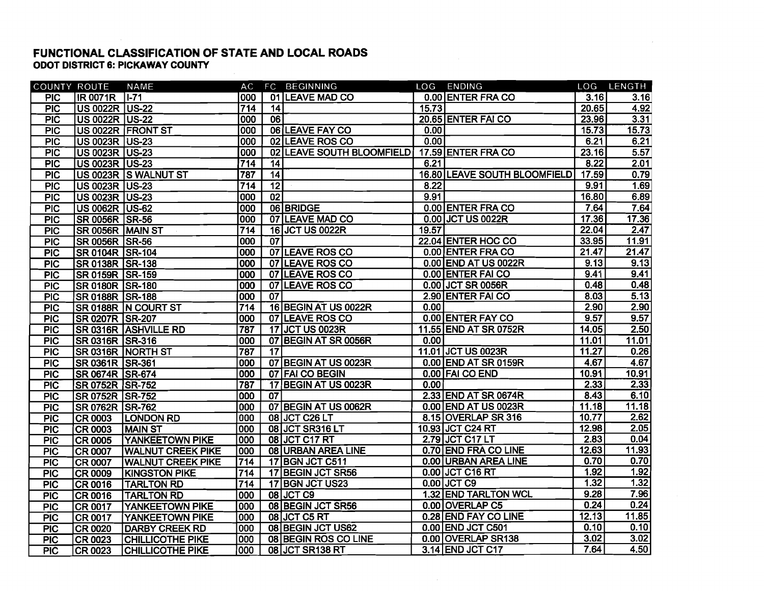# FUNCTIONAL CLASSIFICATION OF STATE AND LOCAL ROADS

## ODOT DISTRICT 6: PICKAWAY COUNTY

| COUNTY | ROUTE | NAME | AC | FC | BEGINNING | LOG | ENDING | LOG | LENGTH |
|---|---|---|---|---|---|---|---|---|---|
| PIC | IR 0071R | I-71 | 000 | 01 | LEAVE MAD CO | 0.00 | ENTER FRA CO | 3.16 | 3.16 |
| PIC | US 0022R | US-22 | 714 | 14 | | 15.73 | | 20.65 | 4.92 |
| PIC | US 0022R | US-22 | 000 | 06 | | 20.65 | ENTER FAI CO | 23.96 | 3.31 |
| PIC | US 0022R | FRONT ST | 000 | 06 | LEAVE FAY CO | 0.00 | | 15.73 | 15.73 |
| PIC | US 0023R | US-23 | 000 | 02 | LEAVE ROS CO | 0.00 | | 6.21 | 6.21 |
| PIC | US 0023R | US-23 | 000 | 02 | LEAVE SOUTH BLOOMFIELD | 17.59 | ENTER FRA CO | 23.16 | 5.57 |
| PIC | US 0023R | US-23 | 714 | 14 | | 6.21 | | 8.22 | 2.01 |
| PIC | US 0023R | S WALNUT ST | 787 | 14 | | 16.80 | LEAVE SOUTH BLOOMFIELD | 17.59 | 0.79 |
| PIC | US 0023R | US-23 | 714 | 12 | | 8.22 | | 9.91 | 1.69 |
| PIC | US 0023R | US-23 | 000 | 02 | | 9.91 | | 16.80 | 6.89 |
| PIC | US 0062R | US-62 | 000 | 06 | BRIDGE | 0.00 | ENTER FRA CO | 7.64 | 7.64 |
| PIC | SR 0056R | SR-56 | 000 | 07 | LEAVE MAD CO | 0.00 | JCT US 0022R | 17.36 | 17.36 |
| PIC | SR 0056R | MAIN ST | 714 | 16 | JCT US 0022R | 19.57 | | 22.04 | 2.47 |
| PIC | SR 0056R | SR-56 | 000 | 07 | | 22.04 | ENTER HOC CO | 33.95 | 11.91 |
| PIC | SR 0104R | SR-104 | 000 | 07 | LEAVE ROS CO | 0.00 | ENTER FRA CO | 21.47 | 21.47 |
| PIC | SR 0138R | SR-138 | 000 | 07 | LEAVE ROS CO | 0.00 | END AT US 0022R | 9.13 | 9.13 |
| PIC | SR 0159R | SR-159 | 000 | 07 | LEAVE ROS CO | 0.00 | ENTER FAI CO | 9.41 | 9.41 |
| PIC | SR 0180R | SR-180 | 000 | 07 | LEAVE ROS CO | 0.00 | JCT SR 0056R | 0.48 | 0.48 |
| PIC | SR 0188R | SR-188 | 000 | 07 | | 2.90 | ENTER FAI CO | 8.03 | 5.13 |
| PIC | SR 0188R | N COURT ST | 714 | 16 | BEGIN AT US 0022R | 0.00 | | 2.90 | 2.90 |
| PIC | SR 0207R | SR-207 | 000 | 07 | LEAVE ROS CO | 0.00 | ENTER FAY CO | 9.57 | 9.57 |
| PIC | SR 0316R | ASHVILLE RD | 787 | 17 | JCT US 0023R | 11.55 | END AT SR 0752R | 14.05 | 2.50 |
| PIC | SR 0316R | SR-316 | 000 | 07 | BEGIN AT SR 0056R | 0.00 | | 11.01 | 11.01 |
| PIC | SR 0316R | NORTH ST | 787 | 17 | | 11.01 | JCT US 0023R | 11.27 | 0.26 |
| PIC | SR 0361R | SR-361 | 000 | 07 | BEGIN AT US 0023R | 0.00 | END AT SR 0159R | 4.67 | 4.67 |
| PIC | SR 0674R | SR-674 | 000 | 07 | FAI CO BEGIN | 0.00 | FAI CO END | 10.91 | 10.91 |
| PIC | SR 0752R | SR-752 | 787 | 17 | BEGIN AT US 0023R | 0.00 | | 2.33 | 2.33 |
| PIC | SR 0752R | SR-752 | 000 | 07 | | 2.33 | END AT SR 0674R | 8.43 | 6.10 |
| PIC | SR 0762R | SR-762 | 000 | 07 | BEGIN AT US 0062R | 0.00 | END AT US 0023R | 11.18 | 11.18 |
| PIC | CR 0003 | LONDON RD | 000 | 08 | JCT C26 LT | 8.15 | OVERLAP SR 316 | 10.77 | 2.62 |
| PIC | CR 0003 | MAIN ST | 000 | 08 | JCT SR316 LT | 10.93 | JCT C24 RT | 12.98 | 2.05 |
| PIC | CR 0005 | YANKEETOWN PIKE | 000 | 08 | JCT C17 RT | 2.79 | JCT C17 LT | 2.83 | 0.04 |
| PIC | CR 0007 | WALNUT CREEK PIKE | 000 | 08 | URBAN AREA LINE | 0.70 | END FRA CO LINE | 12.63 | 11.93 |
| PIC | CR 0007 | WALNUT CREEK PIKE | 714 | 17 | BGN JCT C511 | 0.00 | URBAN AREA LINE | 0.70 | 0.70 |
| PIC | CR 0009 | KINGSTON PIKE | 714 | 17 | BEGIN JCT SR56 | 0.00 | JCT C16 RT | 1.92 | 1.92 |
| PIC | CR 0016 | TARLTON RD | 714 | 17 | BGN JCT US23 | 0.00 | JCT C9 | 1.32 | 1.32 |
| PIC | CR 0016 | TARLTON RD | 000 | 08 | JCT C9 | 1.32 | END TARLTON WCL | 9.28 | 7.96 |
| PIC | CR 0017 | YANKEETOWN PIKE | 000 | 08 | BEGIN JCT SR56 | 0.00 | OVERLAP C5 | 0.24 | 0.24 |
| PIC | CR 0017 | YANKEETOWN PIKE | 000 | 08 | JCT C5 RT | 0.28 | END FAY CO LINE | 12.13 | 11.85 |
| PIC | CR 0020 | DARBY CREEK RD | 000 | 08 | BEGIN JCT US62 | 0.00 | END JCT C501 | 0.10 | 0.10 |
| PIC | CR 0023 | CHILLICOTHE PIKE | 000 | 08 | BEGIN ROS CO LINE | 0.00 | OVERLAP SR138 | 3.02 | 3.02 |
| PIC | CR 0023 | CHILLICOTHE PIKE | 000 | 08 | JCT SR138 RT | 3.14 | END JCT C17 | 7.64 | 4.50 |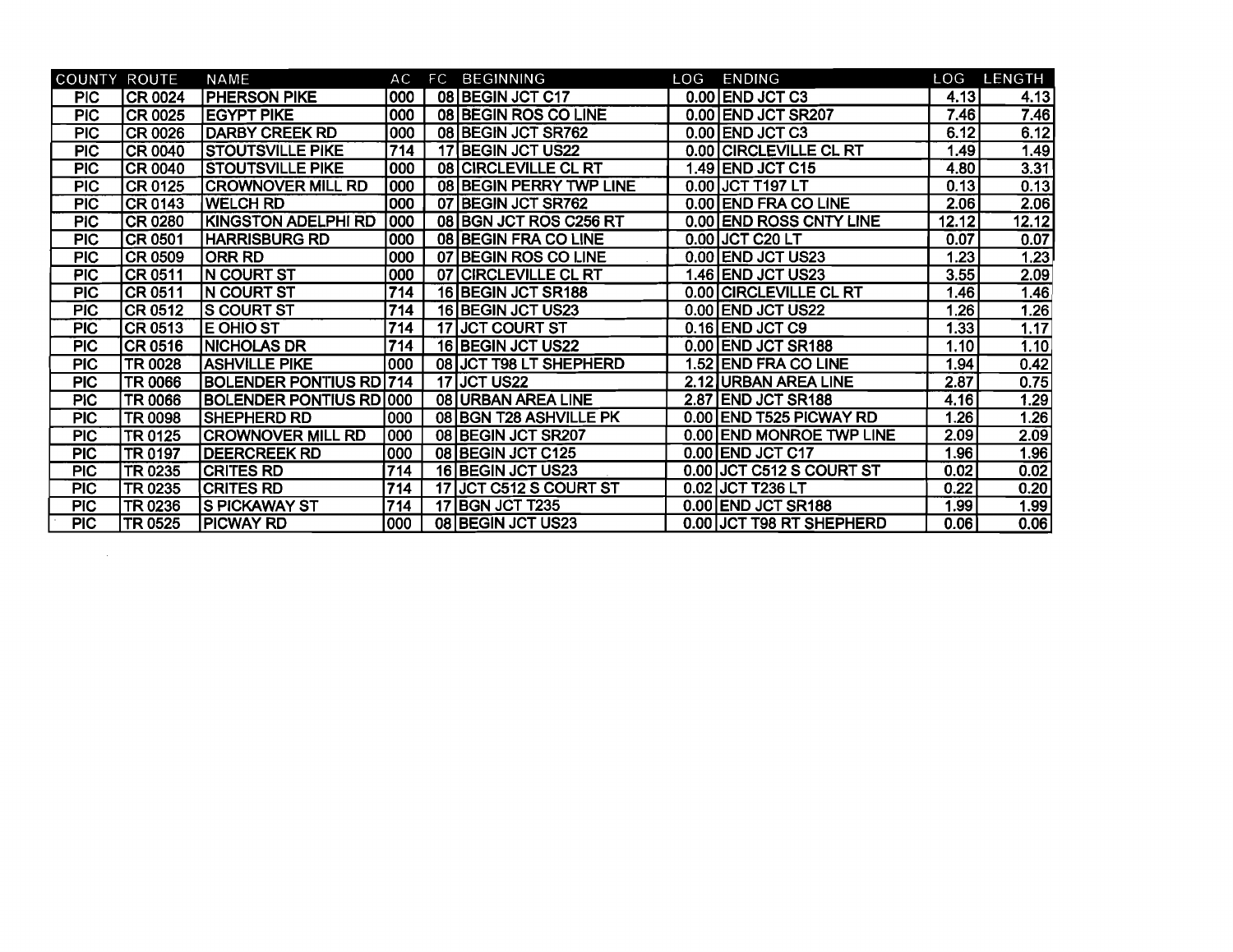| COUNTY | ROUTE | NAME | AC | FC | BEGINNING | LOG | ENDING | LOG | LENGTH |
|---|---|---|---|---|---|---|---|---|---|
| PIC | CR 0024 | PHERSON PIKE | 000 | 08 | BEGIN JCT C17 | 0.00 | END JCT C3 | 4.13 | 4.13 |
| PIC | CR 0025 | EGYPT PIKE | 000 | 08 | BEGIN ROS CO LINE | 0.00 | END JCT SR207 | 7.46 | 7.46 |
| PIC | CR 0026 | DARBY CREEK RD | 000 | 08 | BEGIN JCT SR762 | 0.00 | END JCT C3 | 6.12 | 6.12 |
| PIC | CR 0040 | STOUTSVILLE PIKE | 714 | 17 | BEGIN JCT US22 | 0.00 | CIRCLEVILLE CL RT | 1.49 | 1.49 |
| PIC | CR 0040 | STOUTSVILLE PIKE | 000 | 08 | CIRCLEVILLE CL RT | 1.49 | END JCT C15 | 4.80 | 3.31 |
| PIC | CR 0125 | CROWNOVER MILL RD | 000 | 08 | BEGIN PERRY TWP LINE | 0.00 | JCT T197 LT | 0.13 | 0.13 |
| PIC | CR 0143 | WELCH RD | 000 | 07 | BEGIN JCT SR762 | 0.00 | END FRA CO LINE | 2.06 | 2.06 |
| PIC | CR 0280 | KINGSTON ADELPHI RD | 000 | 08 | BGN JCT ROS C256 RT | 0.00 | END ROSS CNTY LINE | 12.12 | 12.12 |
| PIC | CR 0501 | HARRISBURG RD | 000 | 08 | BEGIN FRA CO LINE | 0.00 | JCT C20 LT | 0.07 | 0.07 |
| PIC | CR 0509 | ORR RD | 000 | 07 | BEGIN ROS CO LINE | 0.00 | END JCT US23 | 1.23 | 1.23 |
| PIC | CR 0511 | N COURT ST | 000 | 07 | CIRCLEVILLE CL RT | 1.46 | END JCT US23 | 3.55 | 2.09 |
| PIC | CR 0511 | N COURT ST | 714 | 16 | BEGIN JCT SR188 | 0.00 | CIRCLEVILLE CL RT | 1.46 | 1.46 |
| PIC | CR 0512 | S COURT ST | 714 | 16 | BEGIN JCT US23 | 0.00 | END JCT US22 | 1.26 | 1.26 |
| PIC | CR 0513 | E OHIO ST | 714 | 17 | JCT COURT ST | 0.16 | END JCT C9 | 1.33 | 1.17 |
| PIC | CR 0516 | NICHOLAS DR | 714 | 16 | BEGIN JCT US22 | 0.00 | END JCT SR188 | 1.10 | 1.10 |
| PIC | TR 0028 | ASHVILLE PIKE | 000 | 08 | JCT T98 LT SHEPHERD | 1.52 | END FRA CO LINE | 1.94 | 0.42 |
| PIC | TR 0066 | BOLENDER PONTIUS RD | 714 | 17 | JCT US22 | 2.12 | URBAN AREA LINE | 2.87 | 0.75 |
| PIC | TR 0066 | BOLENDER PONTIUS RD | 000 | 08 | URBAN AREA LINE | 2.87 | END JCT SR188 | 4.16 | 1.29 |
| PIC | TR 0098 | SHEPHERD RD | 000 | 08 | BGN T28 ASHVILLE PK | 0.00 | END T525 PICWAY RD | 1.26 | 1.26 |
| PIC | TR 0125 | CROWNOVER MILL RD | 000 | 08 | BEGIN JCT SR207 | 0.00 | END MONROE TWP LINE | 2.09 | 2.09 |
| PIC | TR 0197 | DEERCREEK RD | 000 | 08 | BEGIN JCT C125 | 0.00 | END JCT C17 | 1.96 | 1.96 |
| PIC | TR 0235 | CRITES RD | 714 | 16 | BEGIN JCT US23 | 0.00 | JCT C512 S COURT ST | 0.02 | 0.02 |
| PIC | TR 0235 | CRITES RD | 714 | 17 | JCT C512 S COURT ST | 0.02 | JCT T236 LT | 0.22 | 0.20 |
| PIC | TR 0236 | S PICKAWAY ST | 714 | 17 | BGN JCT T235 | 0.00 | END JCT SR188 | 1.99 | 1.99 |
| PIC | TR 0525 | PICWAY RD | 000 | 08 | BEGIN JCT US23 | 0.00 | JCT T98 RT SHEPHERD | 0.06 | 0.06 |